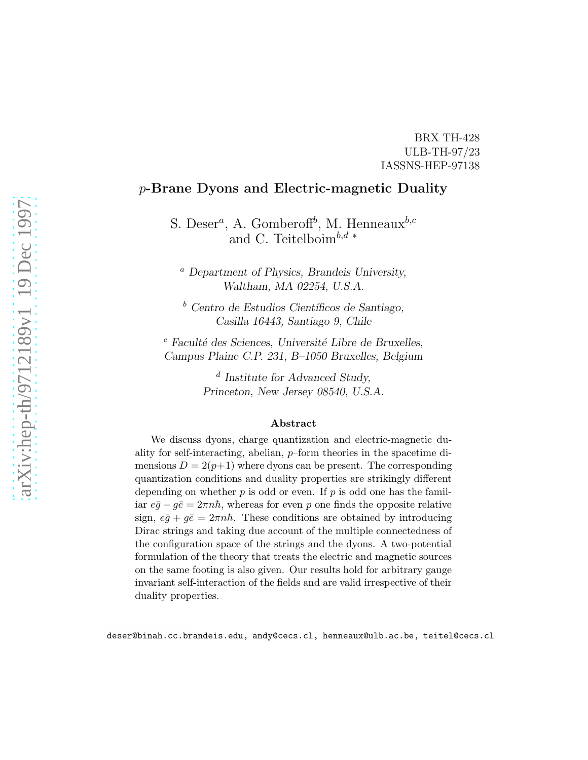BRX TH-428
ULB-TH-97/23
IASSNS-HEP-97138

# $p$-Brane Dyons and Electric-magnetic Duality

S. Deser[a], A. Gomberoff[b], M. Henneaux[b,c] and C. Teitelboim[b,d] *

[a] *Department of Physics, Brandeis University, Waltham, MA 02254, U.S.A.*

[b] *Centro de Estudios Científicos de Santiago, Casilla 16443, Santiago 9, Chile*

[c] *Faculté des Sciences, Université Libre de Bruxelles, Campus Plaine C.P. 231, B–1050 Bruxelles, Belgium*

[d] *Institute for Advanced Study, Princeton, New Jersey 08540, U.S.A.*

### Abstract

We discuss dyons, charge quantization and electric-magnetic duality for self-interacting, abelian, $p$–form theories in the spacetime dimensions $D = 2(p+1)$ where dyons can be present. The corresponding quantization conditions and duality properties are strikingly different depending on whether $p$ is odd or even. If $p$ is odd one has the familiar $e\bar{g} - g\bar{e} = 2\pi n\hbar$, whereas for even $p$ one finds the opposite relative sign, $e\bar{g} + g\bar{e} = 2\pi n\hbar$. These conditions are obtained by introducing Dirac strings and taking due account of the multiple connectedness of the configuration space of the strings and the dyons. A two-potential formulation of the theory that treats the electric and magnetic sources on the same footing is also given. Our results hold for arbitrary gauge invariant self-interaction of the fields and are valid irrespective of their duality properties.

---

* deser@binah.cc.brandeis.edu, andy@cecs.cl, henneaux@ulb.ac.be, teitel@cecs.cl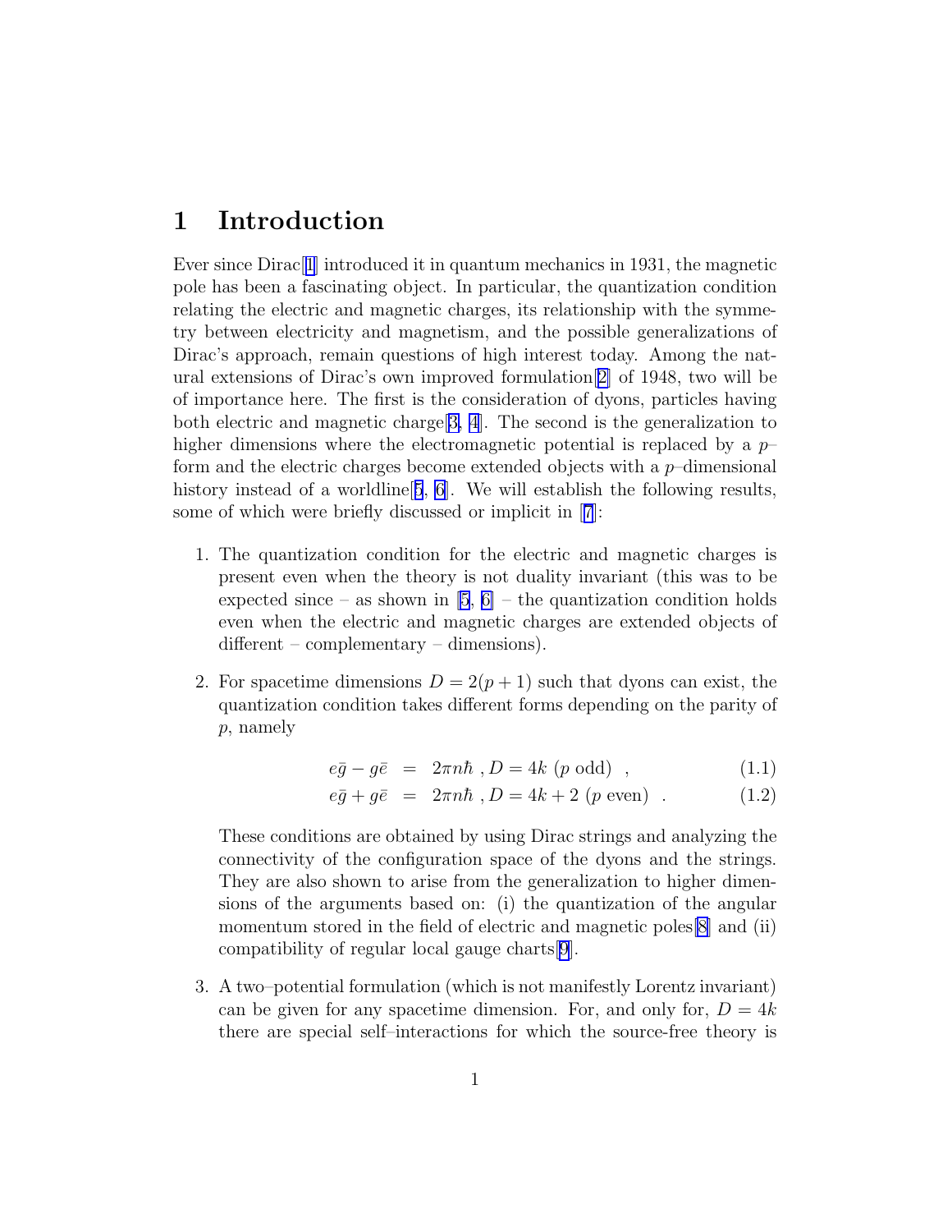# 1 Introduction

Ever since Dirac[1] introduced it in quantum mechanics in 1931, the magnetic pole has been a fascinating object. In particular, the quantization condition relating the electric and magnetic charges, its relationship with the symmetry between electricity and magnetism, and the possible generalizations of Dirac's approach, remain questions of high interest today. Among the natural extensions of Dirac's own improved formulation[2] of 1948, two will be of importance here. The first is the consideration of dyons, particles having both electric and magnetic charge[3, 4]. The second is the generalization to higher dimensions where the electromagnetic potential is replaced by a $p$–form and the electric charges become extended objects with a $p$–dimensional history instead of a worldline[5, 6]. We will establish the following results, some of which were briefly discussed or implicit in [7]:

1. The quantization condition for the electric and magnetic charges is present even when the theory is not duality invariant (this was to be expected since – as shown in [5, 6] – the quantization condition holds even when the electric and magnetic charges are extended objects of different – complementary – dimensions).

2. For spacetime dimensions $D = 2(p+1)$ such that dyons can exist, the quantization condition takes different forms depending on the parity of $p$, namely

$$e\bar{g} - g\bar{e} = 2\pi n\hbar \; , D = 4k \; (p \text{ odd}) \; , \tag{1.1}$$

$$e\bar{g} + g\bar{e} = 2\pi n\hbar \; , D = 4k+2 \; (p \text{ even}) \; . \tag{1.2}$$

   These conditions are obtained by using Dirac strings and analyzing the connectivity of the configuration space of the dyons and the strings. They are also shown to arise from the generalization to higher dimensions of the arguments based on: (i) the quantization of the angular momentum stored in the field of electric and magnetic poles[8] and (ii) compatibility of regular local gauge charts[9].

3. A two–potential formulation (which is not manifestly Lorentz invariant) can be given for any spacetime dimension. For, and only for, $D = 4k$ there are special self–interactions for which the source-free theory is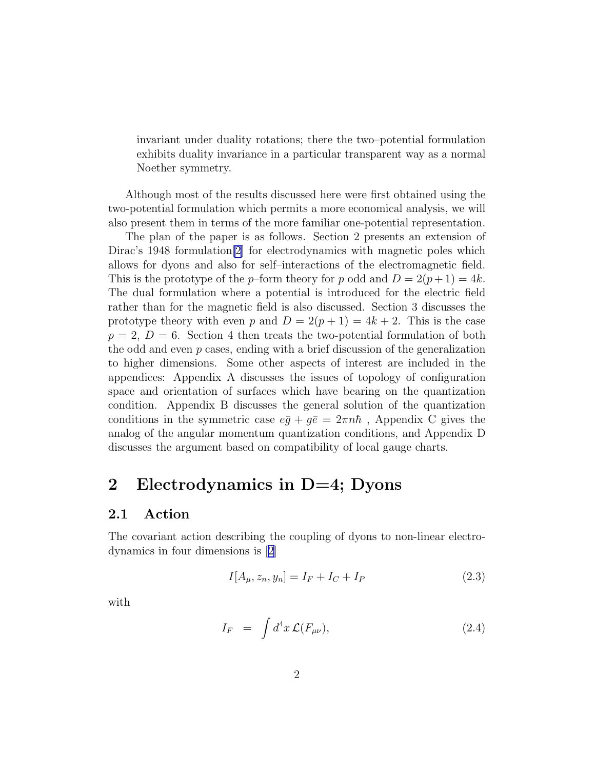invariant under duality rotations; there the two–potential formulation exhibits duality invariance in a particular transparent way as a normal Noether symmetry.

Although most of the results discussed here were first obtained using the two-potential formulation which permits a more economical analysis, we will also present them in terms of the more familiar one-potential representation.

The plan of the paper is as follows. Section 2 presents an extension of Dirac's 1948 formulation[2] for electrodynamics with magnetic poles which allows for dyons and also for self–interactions of the electromagnetic field. This is the prototype of the $p$–form theory for $p$ odd and $D = 2(p+1) = 4k$. The dual formulation where a potential is introduced for the electric field rather than for the magnetic field is also discussed. Section 3 discusses the prototype theory with even $p$ and $D = 2(p+1) = 4k+2$. This is the case $p = 2$, $D = 6$. Section 4 then treats the two-potential formulation of both the odd and even $p$ cases, ending with a brief discussion of the generalization to higher dimensions. Some other aspects of interest are included in the appendices: Appendix A discusses the issues of topology of configuration space and orientation of surfaces which have bearing on the quantization condition. Appendix B discusses the general solution of the quantization conditions in the symmetric case $e\bar{g} + g\bar{e} = 2\pi n\hbar$ , Appendix C gives the analog of the angular momentum quantization conditions, and Appendix D discusses the argument based on compatibility of local gauge charts.

## 2 Electrodynamics in D=4; Dyons

### 2.1 Action

The covariant action describing the coupling of dyons to non-linear electrodynamics in four dimensions is [2]

$$I[A_\mu, z_n, y_n] = I_F + I_C + I_P \tag{2.3}$$

with

$$I_F = \int d^4x \, \mathcal{L}(F_{\mu\nu}), \tag{2.4}$$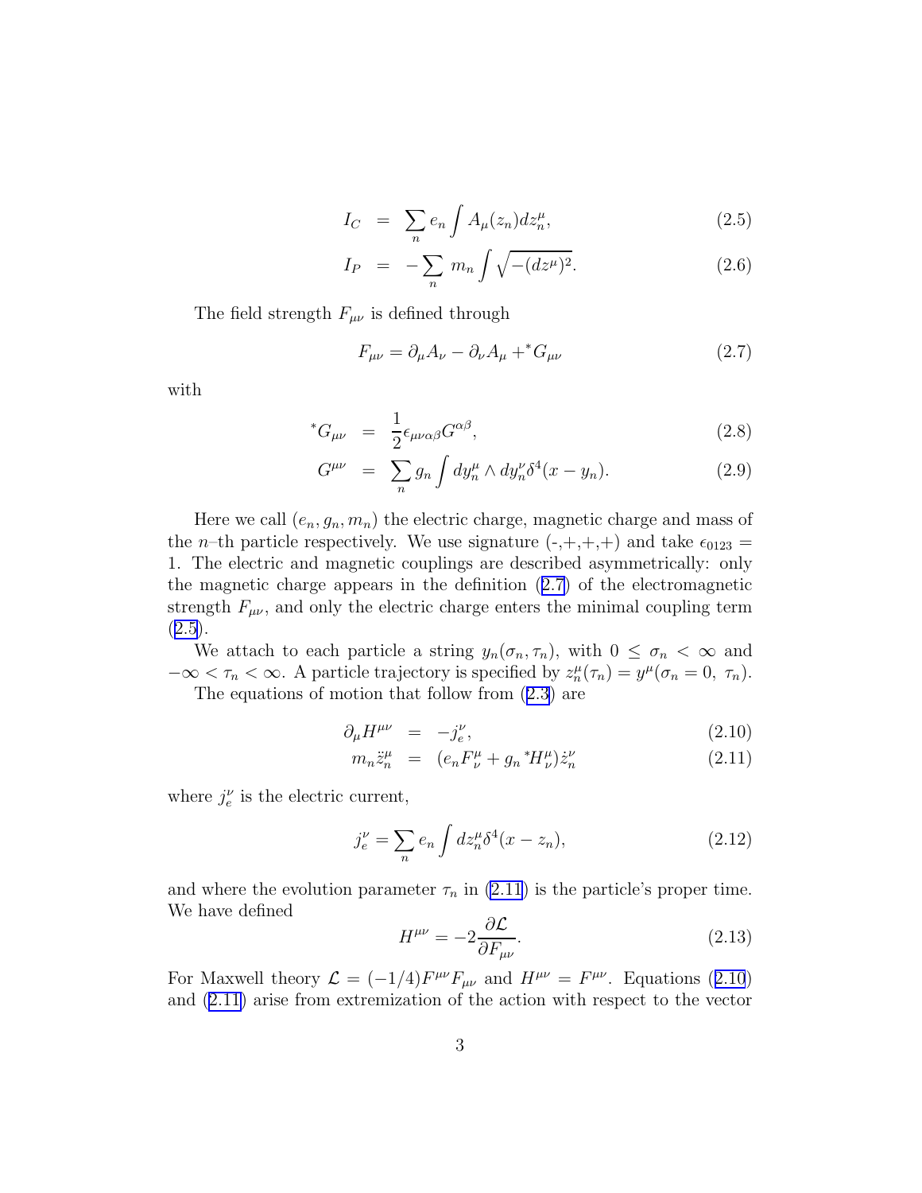$$
\begin{aligned}
I_C &= \sum_n e_n \int A_\mu(z_n) dz_n^\mu, && (2.5)\\
I_P &= -\sum_n m_n \int \sqrt{-(dz^\mu)^2}. && (2.6)
\end{aligned}
$$

The field strength $F_{\mu\nu}$ is defined through

$$
F_{\mu\nu} = \partial_\mu A_\nu - \partial_\nu A_\mu + {}^*G_{\mu\nu} \tag{2.7}
$$

with

$$
\begin{aligned}
{}^*G_{\mu\nu} &= \frac{1}{2}\epsilon_{\mu\nu\alpha\beta}G^{\alpha\beta}, && (2.8)\\
G^{\mu\nu} &= \sum_n g_n \int dy_n^\mu \wedge dy_n^\nu \delta^4(x - y_n). && (2.9)
\end{aligned}
$$

Here we call $(e_n, g_n, m_n)$ the electric charge, magnetic charge and mass of the $n$–th particle respectively. We use signature (-,+,+,+) and take $\epsilon_{0123} = 1$. The electric and magnetic couplings are described asymmetrically: only the magnetic charge appears in the definition (2.7) of the electromagnetic strength $F_{\mu\nu}$, and only the electric charge enters the minimal coupling term (2.5).

We attach to each particle a string $y_n(\sigma_n, \tau_n)$, with $0 \le \sigma_n < \infty$ and $-\infty < \tau_n < \infty$. A particle trajectory is specified by $z_n^\mu(\tau_n) = y^\mu(\sigma_n = 0,\ \tau_n)$.

The equations of motion that follow from (2.3) are

$$
\begin{aligned}
\partial_\mu H^{\mu\nu} &= -j_e^\nu, && (2.10)\\
m_n \ddot{z}_n^\mu &= (e_n F^\mu_{\ \nu} + g_n {}^*H^\mu_{\ \nu})\dot{z}_n^\nu && (2.11)
\end{aligned}
$$

where $j_e^\nu$ is the electric current,

$$
j_e^\nu = \sum_n e_n \int dz_n^\mu \delta^4(x - z_n), \tag{2.12}
$$

and where the evolution parameter $\tau_n$ in (2.11) is the particle's proper time. We have defined

$$
H^{\mu\nu} = -2\frac{\partial \mathcal{L}}{\partial F_{\mu\nu}}. \tag{2.13}
$$

For Maxwell theory $\mathcal{L} = (-1/4)F^{\mu\nu}F_{\mu\nu}$ and $H^{\mu\nu} = F^{\mu\nu}$. Equations (2.10) and (2.11) arise from extremization of the action with respect to the vector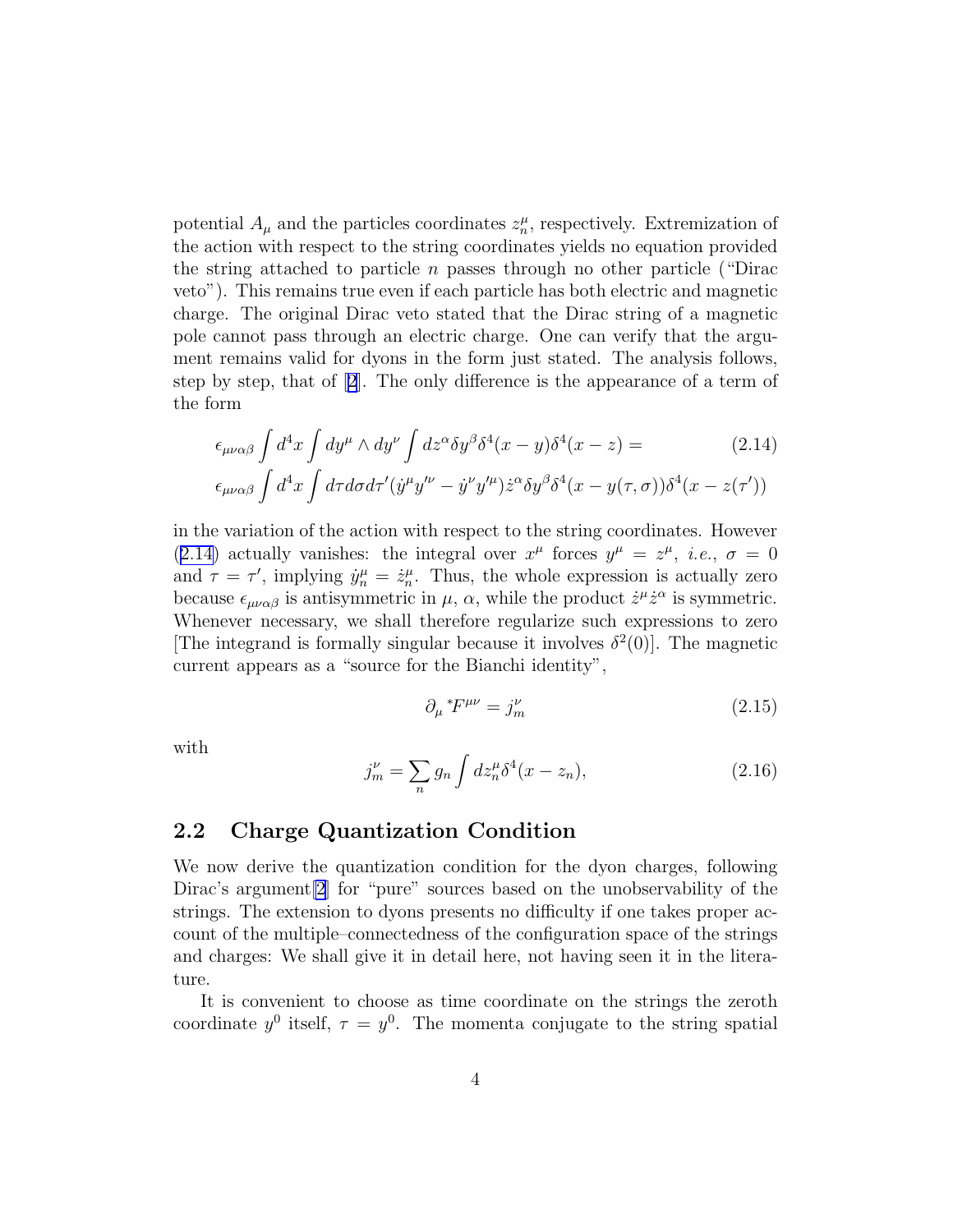potential $A_\mu$ and the particles coordinates $z_n^\mu$, respectively. Extremization of the action with respect to the string coordinates yields no equation provided the string attached to particle $n$ passes through no other particle ("Dirac veto"). This remains true even if each particle has both electric and magnetic charge. The original Dirac veto stated that the Dirac string of a magnetic pole cannot pass through an electric charge. One can verify that the argument remains valid for dyons in the form just stated. The analysis follows, step by step, that of [2]. The only difference is the appearance of a term of the form

$$
\begin{aligned}
&\epsilon_{\mu\nu\alpha\beta}\int d^4x \int dy^\mu \wedge dy^\nu \int dz^\alpha \delta y^\beta \delta^4(x-y)\delta^4(x-z) = \\
&\epsilon_{\mu\nu\alpha\beta}\int d^4x \int d\tau d\sigma d\tau' (\dot{y}^\mu y'^\nu - \dot{y}^\nu y'^\mu)\dot{z}^\alpha \delta y^\beta \delta^4(x-y(\tau,\sigma))\delta^4(x-z(\tau'))
\end{aligned}
\tag{2.14}
$$

in the variation of the action with respect to the string coordinates. However (2.14) actually vanishes: the integral over $x^\mu$ forces $y^\mu = z^\mu$, *i.e.*, $\sigma = 0$ and $\tau = \tau'$, implying $\dot{y}_n^\mu = \dot{z}_n^\mu$. Thus, the whole expression is actually zero because $\epsilon_{\mu\nu\alpha\beta}$ is antisymmetric in $\mu$, $\alpha$, while the product $\dot{z}^\mu \dot{z}^\alpha$ is symmetric. Whenever necessary, we shall therefore regularize such expressions to zero [The integrand is formally singular because it involves $\delta^2(0)$]. The magnetic current appears as a "source for the Bianchi identity",

$$
\partial_\mu {}^*F^{\mu\nu} = j_m^\nu \tag{2.15}
$$

with

$$
j_m^\nu = \sum_n g_n \int dz_n^\mu \delta^4(x - z_n), \tag{2.16}
$$

## 2.2 Charge Quantization Condition

We now derive the quantization condition for the dyon charges, following Dirac's argument[2] for "pure" sources based on the unobservability of the strings. The extension to dyons presents no difficulty if one takes proper account of the multiple–connectedness of the configuration space of the strings and charges: We shall give it in detail here, not having seen it in the literature.

It is convenient to choose as time coordinate on the strings the zeroth coordinate $y^0$ itself, $\tau = y^0$. The momenta conjugate to the string spatial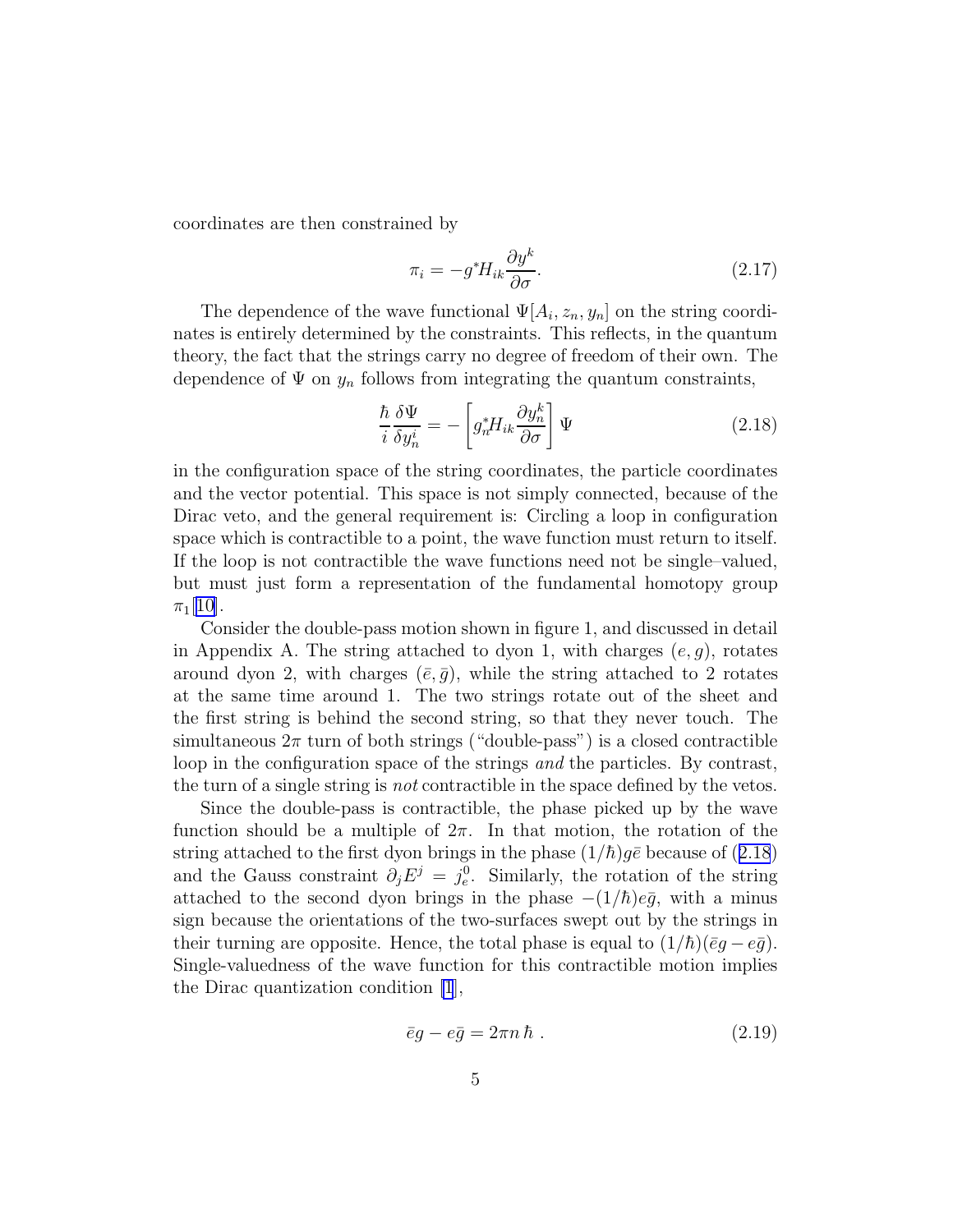coordinates are then constrained by

$$\pi_i = -g^* H_{ik} \frac{\partial y^k}{\partial \sigma}. \tag{2.17}$$

The dependence of the wave functional $\Psi[A_i, z_n, y_n]$ on the string coordinates is entirely determined by the constraints. This reflects, in the quantum theory, the fact that the strings carry no degree of freedom of their own. The dependence of $\Psi$ on $y_n$ follows from integrating the quantum constraints,

$$\frac{\hbar}{i} \frac{\delta \Psi}{\delta y_n^i} = -\left[ g_n^* H_{ik} \frac{\partial y_n^k}{\partial \sigma} \right] \Psi \tag{2.18}$$

in the configuration space of the string coordinates, the particle coordinates and the vector potential. This space is not simply connected, because of the Dirac veto, and the general requirement is: Circling a loop in configuration space which is contractible to a point, the wave function must return to itself. If the loop is not contractible the wave functions need not be single–valued, but must just form a representation of the fundamental homotopy group $\pi_1$ [10].

Consider the double-pass motion shown in figure 1, and discussed in detail in Appendix A. The string attached to dyon 1, with charges $(e, g)$, rotates around dyon 2, with charges $(\bar{e}, \bar{g})$, while the string attached to 2 rotates at the same time around 1. The two strings rotate out of the sheet and the first string is behind the second string, so that they never touch. The simultaneous $2\pi$ turn of both strings ("double-pass") is a closed contractible loop in the configuration space of the strings *and* the particles. By contrast, the turn of a single string is *not* contractible in the space defined by the vetos.

Since the double-pass is contractible, the phase picked up by the wave function should be a multiple of $2\pi$. In that motion, the rotation of the string attached to the first dyon brings in the phase $(1/\hbar) g\bar{e}$ because of (2.18) and the Gauss constraint $\partial_j E^j = j_e^0$. Similarly, the rotation of the string attached to the second dyon brings in the phase $-(1/\hbar) e\bar{g}$, with a minus sign because the orientations of the two-surfaces swept out by the strings in their turning are opposite. Hence, the total phase is equal to $(1/\hbar)(\bar{e}g - e\bar{g})$. Single-valuedness of the wave function for this contractible motion implies the Dirac quantization condition [1],

$$\bar{e}g - e\bar{g} = 2\pi n \, \hbar \ . \tag{2.19}$$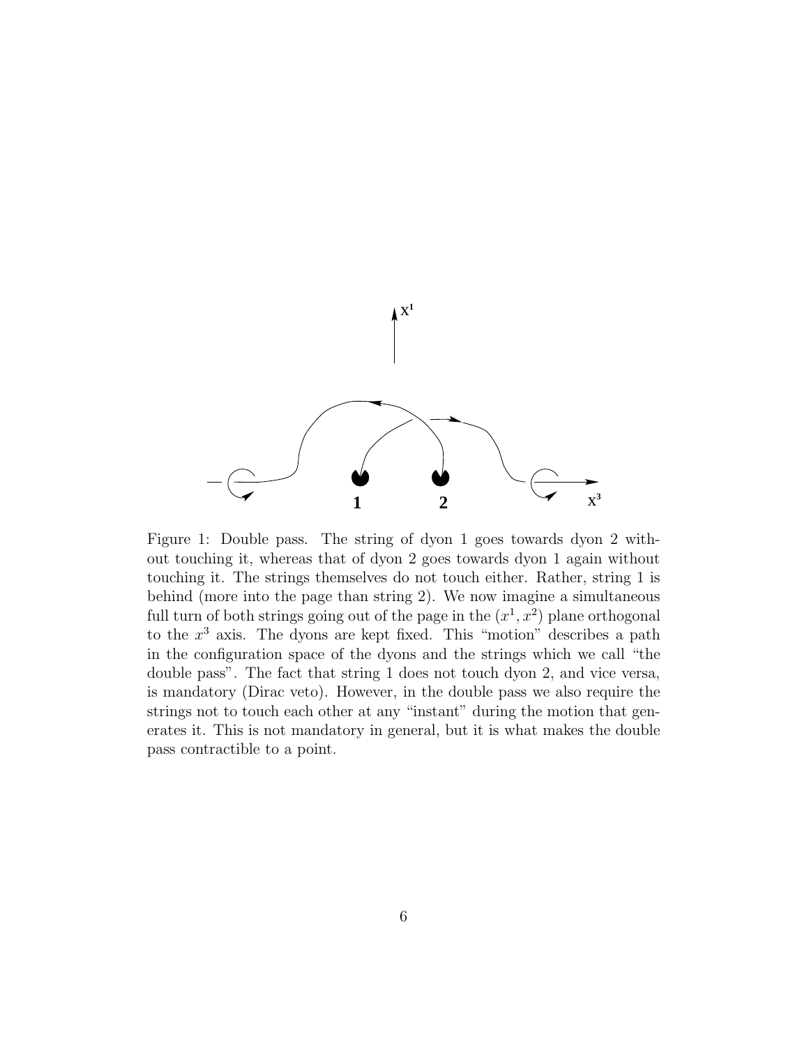Figure 1: Double pass. The string of dyon 1 goes towards dyon 2 without touching it, whereas that of dyon 2 goes towards dyon 1 again without touching it. The strings themselves do not touch either. Rather, string 1 is behind (more into the page than string 2). We now imagine a simultaneous full turn of both strings going out of the page in the $(x^1, x^2)$ plane orthogonal to the $x^3$ axis. The dyons are kept fixed. This "motion" describes a path in the configuration space of the dyons and the strings which we call "the double pass". The fact that string 1 does not touch dyon 2, and vice versa, is mandatory (Dirac veto). However, in the double pass we also require the strings not to touch each other at any "instant" during the motion that generates it. This is not mandatory in general, but it is what makes the double pass contractible to a point.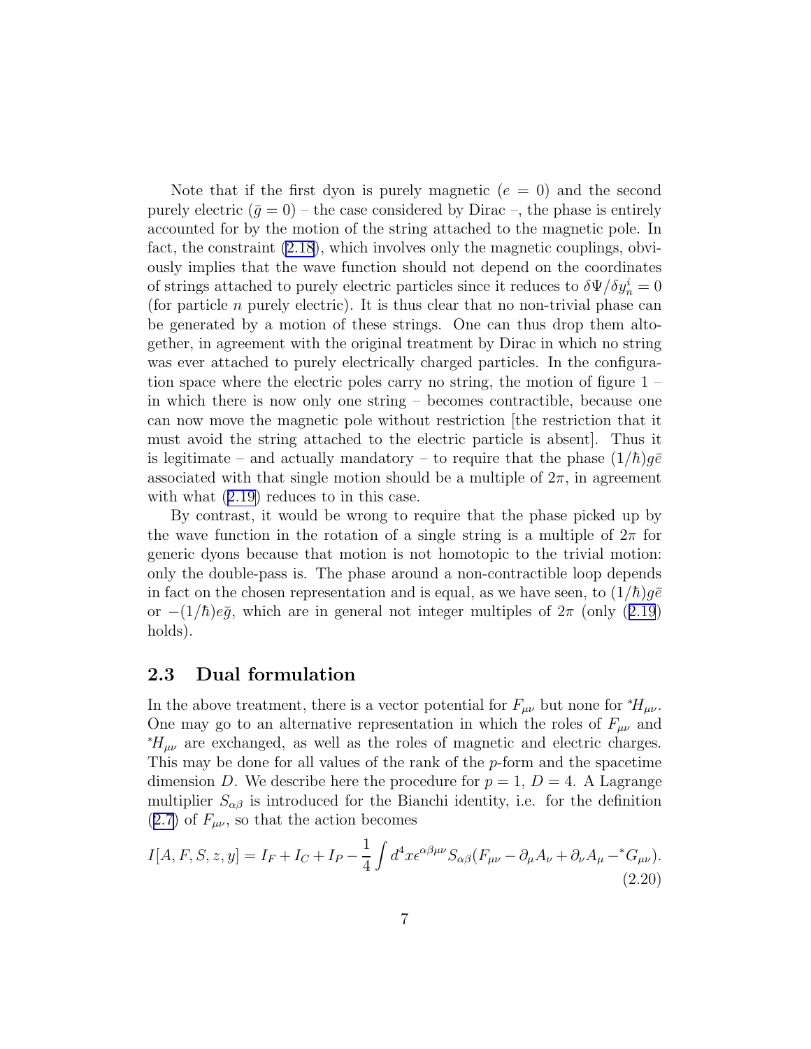Note that if the first dyon is purely magnetic ($e = 0$) and the second purely electric ($\bar{g} = 0$) – the case considered by Dirac –, the phase is entirely accounted for by the motion of the string attached to the magnetic pole. In fact, the constraint (2.18), which involves only the magnetic couplings, obviously implies that the wave function should not depend on the coordinates of strings attached to purely electric particles since it reduces to $\delta\Psi/\delta y^i_n = 0$ (for particle $n$ purely electric). It is thus clear that no non-trivial phase can be generated by a motion of these strings. One can thus drop them altogether, in agreement with the original treatment by Dirac in which no string was ever attached to purely electrically charged particles. In the configuration space where the electric poles carry no string, the motion of figure 1 – in which there is now only one string – becomes contractible, because one can now move the magnetic pole without restriction [the restriction that it must avoid the string attached to the electric particle is absent]. Thus it is legitimate – and actually mandatory – to require that the phase $(1/\hbar)g\bar{e}$ associated with that single motion should be a multiple of $2\pi$, in agreement with what (2.19) reduces to in this case.

By contrast, it would be wrong to require that the phase picked up by the wave function in the rotation of a single string is a multiple of $2\pi$ for generic dyons because that motion is not homotopic to the trivial motion: only the double-pass is. The phase around a non-contractible loop depends in fact on the chosen representation and is equal, as we have seen, to $(1/\hbar)g\bar{e}$ or $-(1/\hbar)e\bar{g}$, which are in general not integer multiples of $2\pi$ (only (2.19) holds).

## 2.3 Dual formulation

In the above treatment, there is a vector potential for $F_{\mu\nu}$ but none for ${}^*H_{\mu\nu}$. One may go to an alternative representation in which the roles of $F_{\mu\nu}$ and ${}^*H_{\mu\nu}$ are exchanged, as well as the roles of magnetic and electric charges. This may be done for all values of the rank of the $p$-form and the spacetime dimension $D$. We describe here the procedure for $p = 1$, $D = 4$. A Lagrange multiplier $S_{\alpha\beta}$ is introduced for the Bianchi identity, i.e. for the definition (2.7) of $F_{\mu\nu}$, so that the action becomes

$$I[A, F, S, z, y] = I_F + I_C + I_P - \frac{1}{4}\int d^4x \epsilon^{\alpha\beta\mu\nu} S_{\alpha\beta}(F_{\mu\nu} - \partial_\mu A_\nu + \partial_\nu A_\mu - {}^*G_{\mu\nu}). \tag{2.20}$$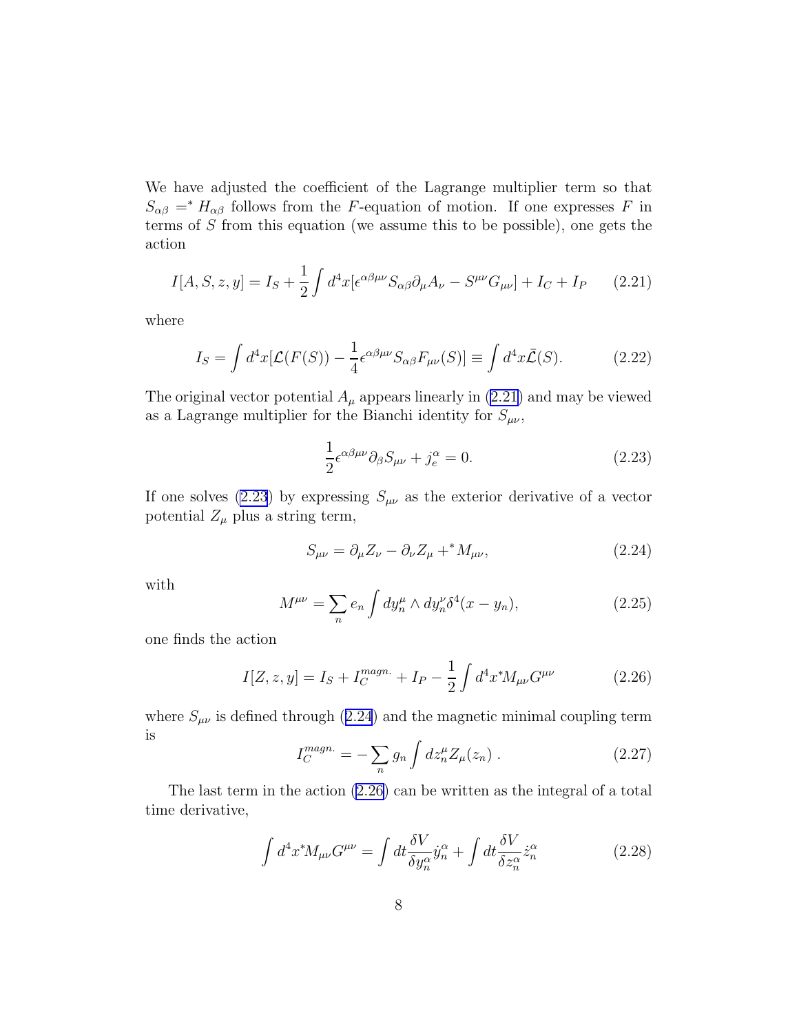We have adjusted the coefficient of the Lagrange multiplier term so that $S_{\alpha\beta} = {}^* H_{\alpha\beta}$ follows from the $F$-equation of motion. If one expresses $F$ in terms of $S$ from this equation (we assume this to be possible), one gets the action

$$
I[A, S, z, y] = I_S + \frac{1}{2}\int d^4x[\epsilon^{\alpha\beta\mu\nu} S_{\alpha\beta}\partial_\mu A_\nu - S^{\mu\nu} G_{\mu\nu}] + I_C + I_P \tag{2.21}
$$

where

$$
I_S = \int d^4x[\mathcal{L}(F(S)) - \frac{1}{4}\epsilon^{\alpha\beta\mu\nu} S_{\alpha\beta} F_{\mu\nu}(S)] \equiv \int d^4x \bar{\mathcal{L}}(S). \tag{2.22}
$$

The original vector potential $A_\mu$ appears linearly in (2.21) and may be viewed as a Lagrange multiplier for the Bianchi identity for $S_{\mu\nu}$,

$$
\frac{1}{2}\epsilon^{\alpha\beta\mu\nu}\partial_\beta S_{\mu\nu} + j_e^\alpha = 0. \tag{2.23}
$$

If one solves (2.23) by expressing $S_{\mu\nu}$ as the exterior derivative of a vector potential $Z_\mu$ plus a string term,

$$
S_{\mu\nu} = \partial_\mu Z_\nu - \partial_\nu Z_\mu + {}^* M_{\mu\nu}, \tag{2.24}
$$

with

$$
M^{\mu\nu} = \sum_n e_n \int dy_n^\mu \wedge dy_n^\nu \delta^4(x - y_n), \tag{2.25}
$$

one finds the action

$$
I[Z, z, y] = I_S + I_C^{magn.} + I_P - \frac{1}{2}\int d^4x {}^* M_{\mu\nu} G^{\mu\nu} \tag{2.26}
$$

where $S_{\mu\nu}$ is defined through (2.24) and the magnetic minimal coupling term is

$$
I_C^{magn.} = -\sum_n g_n \int dz_n^\mu Z_\mu(z_n) \,. \tag{2.27}
$$

The last term in the action (2.26) can be written as the integral of a total time derivative,

$$
\int d^4x {}^* M_{\mu\nu} G^{\mu\nu} = \int dt \frac{\delta V}{\delta y_n^\alpha} \dot{y}_n^\alpha + \int dt \frac{\delta V}{\delta z_n^\alpha} \dot{z}_n^\alpha \tag{2.28}
$$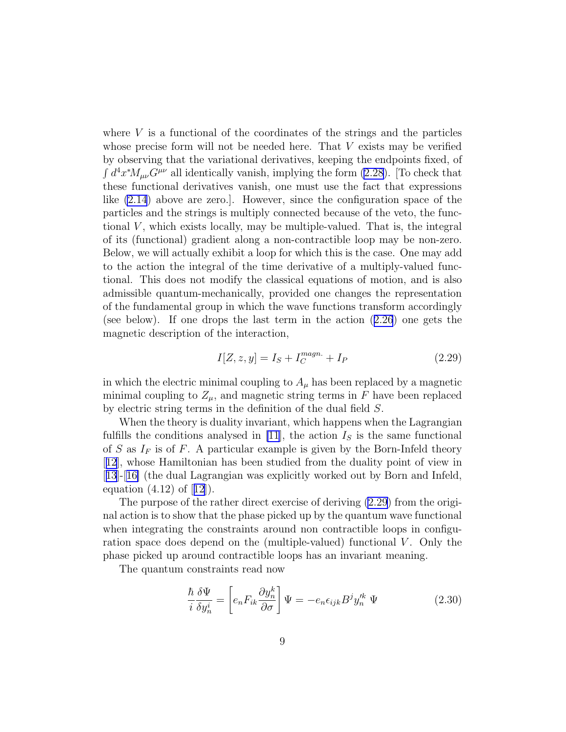where $V$ is a functional of the coordinates of the strings and the particles whose precise form will not be needed here. That $V$ exists may be verified by observing that the variational derivatives, keeping the endpoints fixed, of $\int d^4x^* M_{\mu\nu} G^{\mu\nu}$ all identically vanish, implying the form (2.28). [To check that these functional derivatives vanish, one must use the fact that expressions like (2.14) above are zero.]. However, since the configuration space of the particles and the strings is multiply connected because of the veto, the functional $V$, which exists locally, may be multiple-valued. That is, the integral of its (functional) gradient along a non-contractible loop may be non-zero. Below, we will actually exhibit a loop for which this is the case. One may add to the action the integral of the time derivative of a multiply-valued functional. This does not modify the classical equations of motion, and is also admissible quantum-mechanically, provided one changes the representation of the fundamental group in which the wave functions transform accordingly (see below). If one drops the last term in the action (2.26) one gets the magnetic description of the interaction,

$$I[Z, z, y] = I_S + I_C^{magn.} + I_P \tag{2.29}$$

in which the electric minimal coupling to $A_\mu$ has been replaced by a magnetic minimal coupling to $Z_\mu$, and magnetic string terms in $F$ have been replaced by electric string terms in the definition of the dual field $S$.

When the theory is duality invariant, which happens when the Lagrangian fulfills the conditions analysed in [11], the action $I_S$ is the same functional of $S$ as $I_F$ is of $F$. A particular example is given by the Born-Infeld theory [12], whose Hamiltonian has been studied from the duality point of view in [13]-[16] (the dual Lagrangian was explicitly worked out by Born and Infeld, equation (4.12) of [12]).

The purpose of the rather direct exercise of deriving (2.29) from the original action is to show that the phase picked up by the quantum wave functional when integrating the constraints around non contractible loops in configuration space does depend on the (multiple-valued) functional $V$. Only the phase picked up around contractible loops has an invariant meaning.

The quantum constraints read now

$$\frac{\hbar}{i} \frac{\delta \Psi}{\delta y_n^i} = \left[ e_n F_{ik} \frac{\partial y_n^k}{\partial \sigma} \right] \Psi = -e_n \epsilon_{ijk} B^j y_n'^k \, \Psi \tag{2.30}$$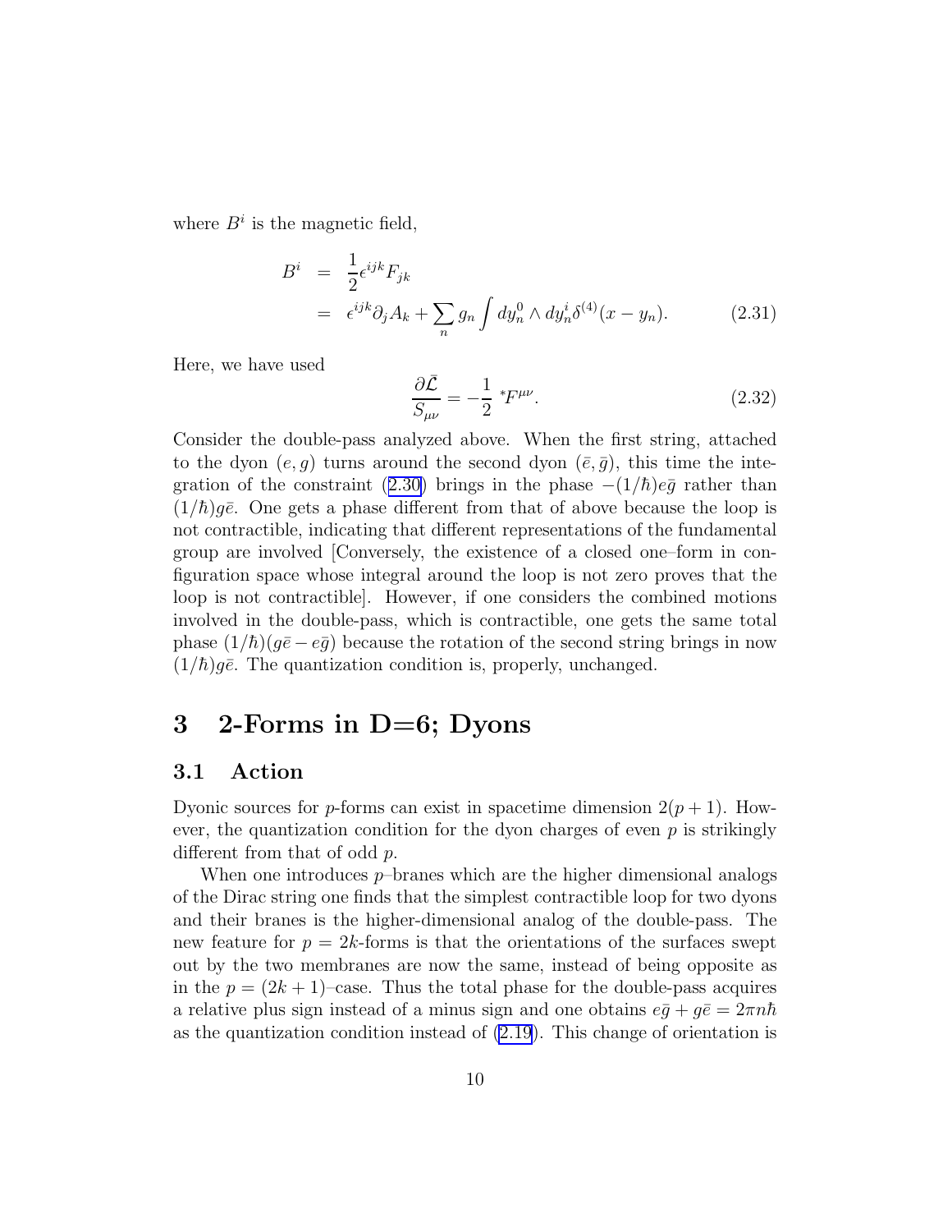where $B^i$ is the magnetic field,

$$
\begin{aligned}
B^i &= \frac{1}{2}\epsilon^{ijk}F_{jk} \\
&= \epsilon^{ijk}\partial_j A_k + \sum_n g_n \int dy_n^0 \wedge dy_n^i \delta^{(4)}(x - y_n).
\end{aligned}
\tag{2.31}
$$

Here, we have used

$$
\frac{\partial \bar{\mathcal{L}}}{S_{\mu\nu}} = -\frac{1}{2}\ {}^*F^{\mu\nu}. \tag{2.32}
$$

Consider the double-pass analyzed above. When the first string, attached to the dyon $(e, g)$ turns around the second dyon $(\bar{e}, \bar{g})$, this time the integration of the constraint (2.30) brings in the phase $-(1/\hbar)e\bar{g}$ rather than $(1/\hbar)g\bar{e}$. One gets a phase different from that of above because the loop is not contractible, indicating that different representations of the fundamental group are involved [Conversely, the existence of a closed one–form in configuration space whose integral around the loop is not zero proves that the loop is not contractible]. However, if one considers the combined motions involved in the double-pass, which is contractible, one gets the same total phase $(1/\hbar)(g\bar{e} - e\bar{g})$ because the rotation of the second string brings in now $(1/\hbar)g\bar{e}$. The quantization condition is, properly, unchanged.

# 3 2-Forms in D=6; Dyons

## 3.1 Action

Dyonic sources for $p$-forms can exist in spacetime dimension $2(p + 1)$. However, the quantization condition for the dyon charges of even $p$ is strikingly different from that of odd $p$.

When one introduces $p$–branes which are the higher dimensional analogs of the Dirac string one finds that the simplest contractible loop for two dyons and their branes is the higher-dimensional analog of the double-pass. The new feature for $p = 2k$-forms is that the orientations of the surfaces swept out by the two membranes are now the same, instead of being opposite as in the $p = (2k + 1)$–case. Thus the total phase for the double-pass acquires a relative plus sign instead of a minus sign and one obtains $e\bar{g} + g\bar{e} = 2\pi n\hbar$ as the quantization condition instead of (2.19). This change of orientation is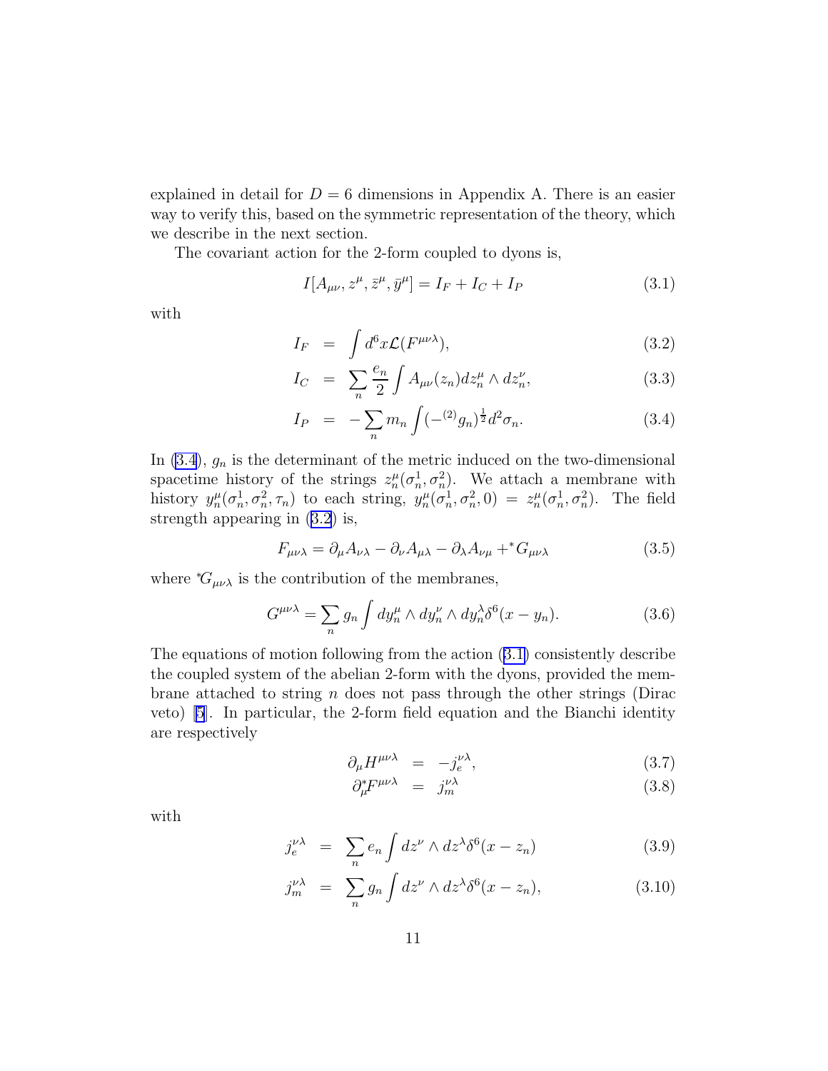explained in detail for $D = 6$ dimensions in Appendix A. There is an easier way to verify this, based on the symmetric representation of the theory, which we describe in the next section.

The covariant action for the 2-form coupled to dyons is,

$$I[A_{\mu\nu}, z^\mu, \bar{z}^\mu, \bar{y}^\mu] = I_F + I_C + I_P \tag{3.1}$$

with

$$I_F = \int d^6x \mathcal{L}(F^{\mu\nu\lambda}), \tag{3.2}$$

$$I_C = \sum_n \frac{e_n}{2} \int A_{\mu\nu}(z_n) dz_n^\mu \wedge dz_n^\nu, \tag{3.3}$$

$$I_P = -\sum_n m_n \int (-{}^{(2)}g_n)^{\frac{1}{2}} d^2\sigma_n. \tag{3.4}$$

In (3.4), $g_n$ is the determinant of the metric induced on the two-dimensional spacetime history of the strings $z_n^\mu(\sigma_n^1, \sigma_n^2)$. We attach a membrane with history $y_n^\mu(\sigma_n^1, \sigma_n^2, \tau_n)$ to each string, $y_n^\mu(\sigma_n^1, \sigma_n^2, 0) = z_n^\mu(\sigma_n^1, \sigma_n^2)$. The field strength appearing in (3.2) is,

$$F_{\mu\nu\lambda} = \partial_\mu A_{\nu\lambda} - \partial_\nu A_{\mu\lambda} - \partial_\lambda A_{\nu\mu} + {}^*G_{\mu\nu\lambda} \tag{3.5}$$

where ${}^*G_{\mu\nu\lambda}$ is the contribution of the membranes,

$$G^{\mu\nu\lambda} = \sum_n g_n \int dy_n^\mu \wedge dy_n^\nu \wedge dy_n^\lambda \delta^6(x - y_n). \tag{3.6}$$

The equations of motion following from the action (3.1) consistently describe the coupled system of the abelian 2-form with the dyons, provided the membrane attached to string $n$ does not pass through the other strings (Dirac veto) [5]. In particular, the 2-form field equation and the Bianchi identity are respectively

$$\partial_\mu H^{\mu\nu\lambda} = -j_e^{\nu\lambda}, \tag{3.7}$$

$$\partial_\mu^* F^{\mu\nu\lambda} = j_m^{\nu\lambda} \tag{3.8}$$

with

$$j_e^{\nu\lambda} = \sum_n e_n \int dz^\nu \wedge dz^\lambda \delta^6(x - z_n) \tag{3.9}$$

$$j_m^{\nu\lambda} = \sum_n g_n \int dz^\nu \wedge dz^\lambda \delta^6(x - z_n), \tag{3.10}$$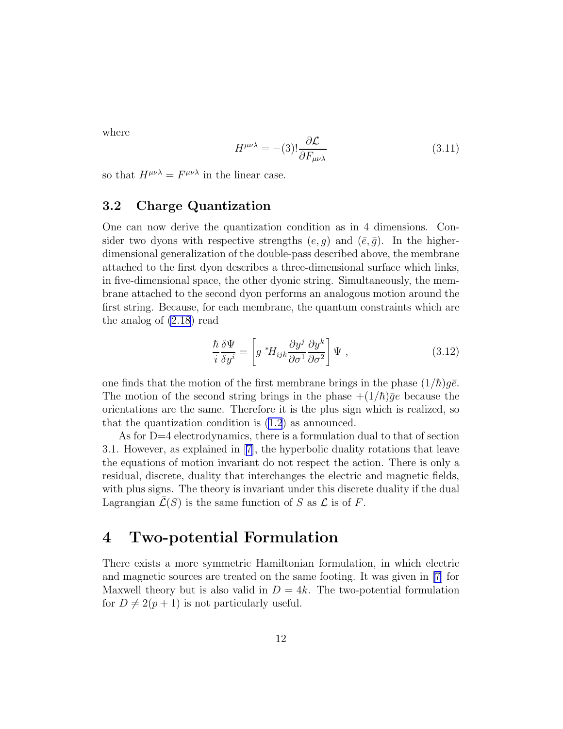where

$$H^{\mu\nu\lambda} = -(3)! \frac{\partial \mathcal{L}}{\partial F_{\mu\nu\lambda}} \tag{3.11}$$

so that $H^{\mu\nu\lambda} = F^{\mu\nu\lambda}$ in the linear case.

### 3.2 Charge Quantization

One can now derive the quantization condition as in 4 dimensions. Consider two dyons with respective strengths $(e, g)$ and $(\bar{e}, \bar{g})$. In the higher-dimensional generalization of the double-pass described above, the membrane attached to the first dyon describes a three-dimensional surface which links, in five-dimensional space, the other dyonic string. Simultaneously, the membrane attached to the second dyon performs an analogous motion around the first string. Because, for each membrane, the quantum constraints which are the analog of (2.18) read

$$\frac{\hbar}{i} \frac{\delta \Psi}{\delta y^i} = \left[ g \, {}^*H_{ijk} \frac{\partial y^j}{\partial \sigma^1} \frac{\partial y^k}{\partial \sigma^2} \right] \Psi \ , \tag{3.12}$$

one finds that the motion of the first membrane brings in the phase $(1/\hbar) g\bar{e}$. The motion of the second string brings in the phase $+(1/\hbar)\bar{g}e$ because the orientations are the same. Therefore it is the plus sign which is realized, so that the quantization condition is (1.2) as announced.

As for D=4 electrodynamics, there is a formulation dual to that of section 3.1. However, as explained in [7], the hyperbolic duality rotations that leave the equations of motion invariant do not respect the action. There is only a residual, discrete, duality that interchanges the electric and magnetic fields, with plus signs. The theory is invariant under this discrete duality if the dual Lagrangian $\bar{\mathcal{L}}(S)$ is the same function of $S$ as $\mathcal{L}$ is of $F$.

## 4 Two-potential Formulation

There exists a more symmetric Hamiltonian formulation, in which electric and magnetic sources are treated on the same footing. It was given in [7] for Maxwell theory but is also valid in $D = 4k$. The two-potential formulation for $D \neq 2(p+1)$ is not particularly useful.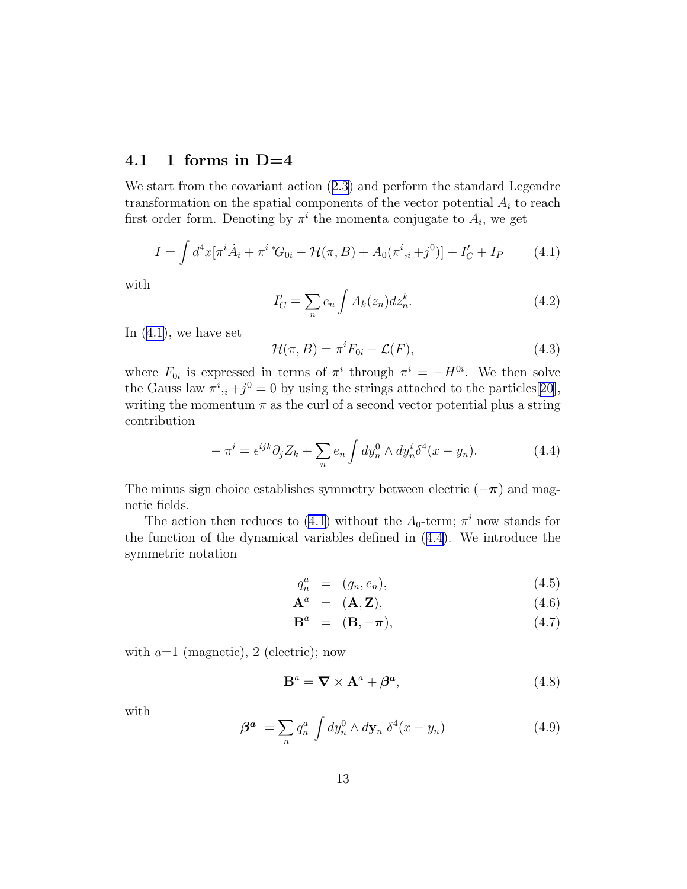### 4.1 1–forms in D=4

We start from the covariant action (2.3) and perform the standard Legendre transformation on the spatial components of the vector potential $A_i$ to reach first order form. Denoting by $\pi^i$ the momenta conjugate to $A_i$, we get

$$I = \int d^4x[\pi^i \dot{A}_i + \pi^i \,{}^*G_{0i} - \mathcal{H}(\pi, B) + A_0(\pi^i{}_{,i} + j^0)] + I'_C + I_P \tag{4.1}$$

with

$$I'_C = \sum_n e_n \int A_k(z_n) dz_n^k. \tag{4.2}$$

In (4.1), we have set

$$\mathcal{H}(\pi, B) = \pi^i F_{0i} - \mathcal{L}(F), \tag{4.3}$$

where $F_{0i}$ is expressed in terms of $\pi^i$ through $\pi^i = -H^{0i}$. We then solve the Gauss law $\pi^i{}_{,i} + j^0 = 0$ by using the strings attached to the particles[20], writing the momentum $\pi$ as the curl of a second vector potential plus a string contribution

$$-\pi^i = \epsilon^{ijk}\partial_j Z_k + \sum_n e_n \int dy_n^0 \wedge dy_n^i \delta^4(x - y_n). \tag{4.4}$$

The minus sign choice establishes symmetry between electric ($-\boldsymbol{\pi}$) and magnetic fields.

The action then reduces to (4.1) without the $A_0$-term; $\pi^i$ now stands for the function of the dynamical variables defined in (4.4). We introduce the symmetric notation

$$q_n^a = (g_n, e_n), \tag{4.5}$$

$$\mathbf{A}^a = (\mathbf{A}, \mathbf{Z}), \tag{4.6}$$

$$\mathbf{B}^a = (\mathbf{B}, -\boldsymbol{\pi}), \tag{4.7}$$

with $a$=1 (magnetic), 2 (electric); now

$$\mathbf{B}^a = \boldsymbol{\nabla} \times \mathbf{A}^a + \boldsymbol{\beta}^a, \tag{4.8}$$

with

$$\boldsymbol{\beta}^a = \sum_n q_n^a \int dy_n^0 \wedge d\mathbf{y}_n \, \delta^4(x - y_n) \tag{4.9}$$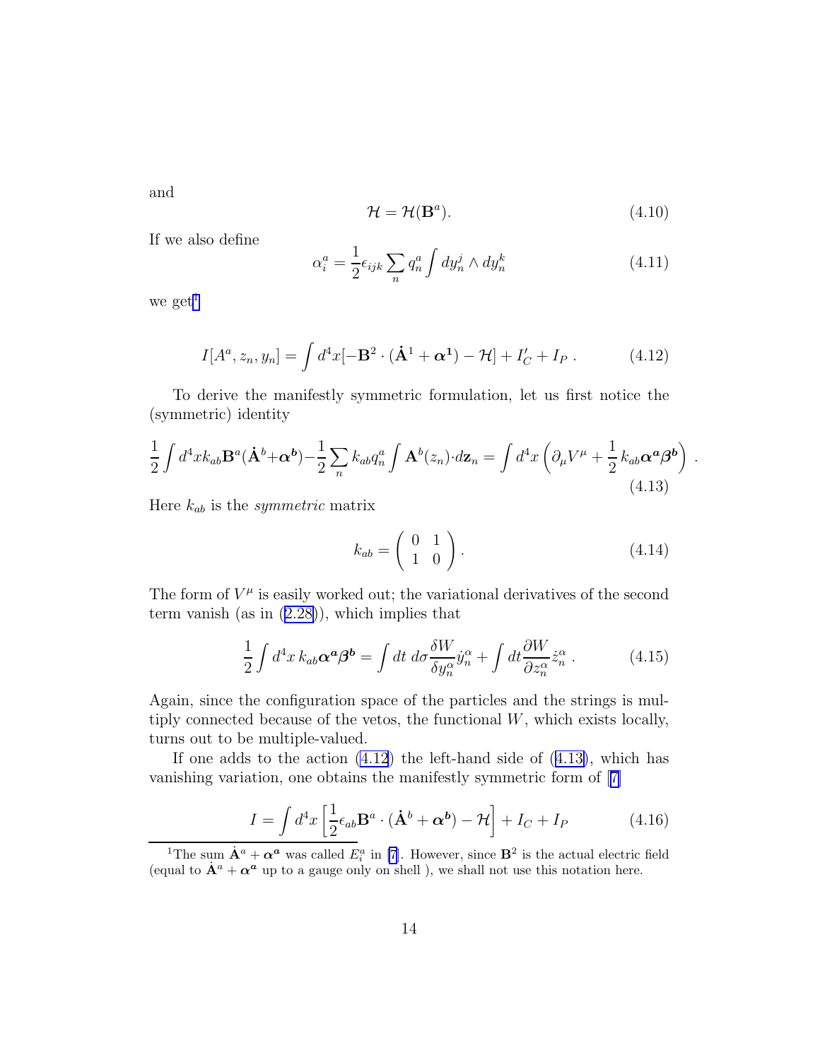and

$$\mathcal{H} = \mathcal{H}(\mathbf{B}^a). \tag{4.10}$$

If we also define

$$\alpha_i^a = \frac{1}{2}\epsilon_{ijk}\sum_n q_n^a \int dy_n^j \wedge dy_n^k \tag{4.11}$$

we get[1]

$$I[A^a, z_n, y_n] = \int d^4x[-\mathbf{B}^2 \cdot (\dot{\mathbf{A}}^1 + \boldsymbol{\alpha}^{\mathbf{1}}) - \mathcal{H}] + I'_C + I_P \ . \tag{4.12}$$

To derive the manifestly symmetric formulation, let us first notice the (symmetric) identity

$$\frac{1}{2}\int d^4x k_{ab}\mathbf{B}^a(\dot{\mathbf{A}}^b + \boldsymbol{\alpha}^{\boldsymbol{b}}) - \frac{1}{2}\sum_n k_{ab}q_n^a \int \mathbf{A}^b(z_n)\cdot d\mathbf{z}_n = \int d^4x \left(\partial_\mu V^\mu + \frac{1}{2}k_{ab}\boldsymbol{\alpha}^{\boldsymbol{a}}\boldsymbol{\beta}^{\boldsymbol{b}}\right) . \tag{4.13}$$

Here $k_{ab}$ is the *symmetric* matrix

$$k_{ab} = \begin{pmatrix} 0 & 1 \\ 1 & 0 \end{pmatrix}. \tag{4.14}$$

The form of $V^\mu$ is easily worked out; the variational derivatives of the second term vanish (as in (2.28)), which implies that

$$\frac{1}{2}\int d^4x\, k_{ab}\boldsymbol{\alpha}^{\boldsymbol{a}}\boldsymbol{\beta}^{\boldsymbol{b}} = \int dt\, d\sigma \frac{\delta W}{\delta y_n^\alpha}\dot{y}_n^\alpha + \int dt \frac{\partial W}{\partial z_n^\alpha}\dot{z}_n^\alpha \ . \tag{4.15}$$

Again, since the configuration space of the particles and the strings is multiply connected because of the vetos, the functional $W$, which exists locally, turns out to be multiple-valued.

If one adds to the action (4.12) the left-hand side of (4.13), which has vanishing variation, one obtains the manifestly symmetric form of [7]

$$I = \int d^4x \left[\frac{1}{2}\epsilon_{ab}\mathbf{B}^a \cdot (\dot{\mathbf{A}}^b + \boldsymbol{\alpha}^b) - \mathcal{H}\right] + I_C + I_P \tag{4.16}$$

---

[1] The sum $\dot{\mathbf{A}}^a + \boldsymbol{\alpha}^{\boldsymbol{a}}$ was called $E_i^a$ in [7]. However, since $\mathbf{B}^2$ is the actual electric field (equal to $\dot{\mathbf{A}}^a + \boldsymbol{\alpha}^{\boldsymbol{a}}$ up to a gauge only on shell ), we shall not use this notation here.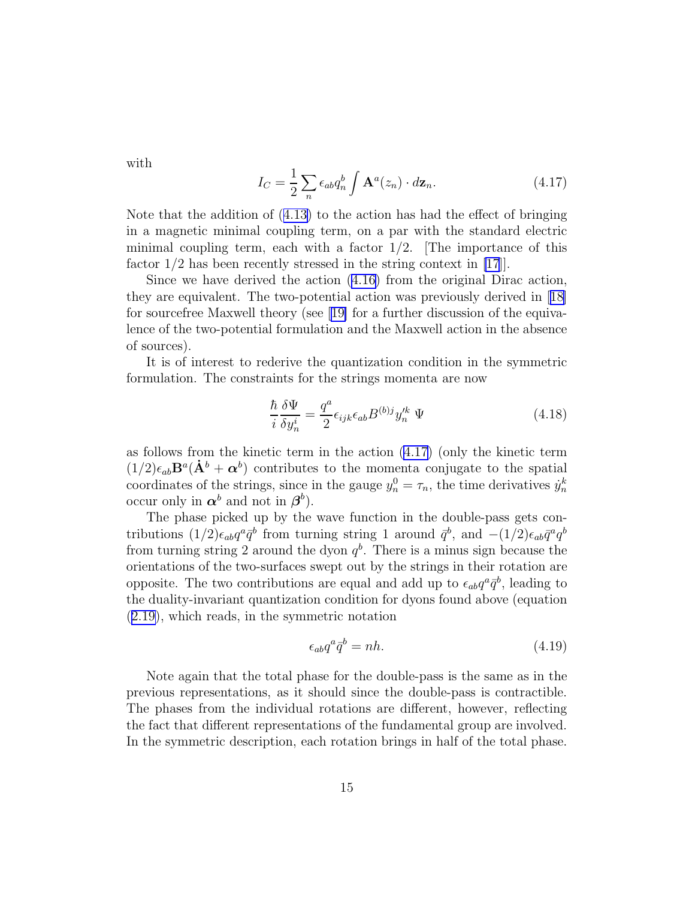with

$$I_C = \frac{1}{2} \sum_n \epsilon_{ab} q_n^b \int \mathbf{A}^a(z_n) \cdot d\mathbf{z}_n. \tag{4.17}$$

Note that the addition of (4.13) to the action has had the effect of bringing in a magnetic minimal coupling term, on a par with the standard electric minimal coupling term, each with a factor 1/2. [The importance of this factor 1/2 has been recently stressed in the string context in [17]].

Since we have derived the action (4.16) from the original Dirac action, they are equivalent. The two-potential action was previously derived in [18] for sourcefree Maxwell theory (see [19] for a further discussion of the equivalence of the two-potential formulation and the Maxwell action in the absence of sources).

It is of interest to rederive the quantization condition in the symmetric formulation. The constraints for the strings momenta are now

$$\frac{\hbar}{i} \frac{\delta \Psi}{\delta y_n^i} = \frac{q^a}{2} \epsilon_{ijk} \epsilon_{ab} B^{(b)j} y_n'^k \, \Psi \tag{4.18}$$

as follows from the kinetic term in the action (4.17) (only the kinetic term $(1/2)\epsilon_{ab}\mathbf{B}^a(\dot{\mathbf{A}}^b + \boldsymbol{\alpha}^b)$ contributes to the momenta conjugate to the spatial coordinates of the strings, since in the gauge $y_n^0 = \tau_n$, the time derivatives $\dot{y}_n^k$ occur only in $\boldsymbol{\alpha}^b$ and not in $\boldsymbol{\beta}^b$).

The phase picked up by the wave function in the double-pass gets contributions $(1/2)\epsilon_{ab} q^a \bar{q}^b$ from turning string 1 around $\bar{q}^b$, and $-(1/2)\epsilon_{ab}\bar{q}^a q^b$ from turning string 2 around the dyon $q^b$. There is a minus sign because the orientations of the two-surfaces swept out by the strings in their rotation are opposite. The two contributions are equal and add up to $\epsilon_{ab} q^a \bar{q}^b$, leading to the duality-invariant quantization condition for dyons found above (equation (2.19), which reads, in the symmetric notation

$$\epsilon_{ab} q^a \bar{q}^b = nh. \tag{4.19}$$

Note again that the total phase for the double-pass is the same as in the previous representations, as it should since the double-pass is contractible. The phases from the individual rotations are different, however, reflecting the fact that different representations of the fundamental group are involved. In the symmetric description, each rotation brings in half of the total phase.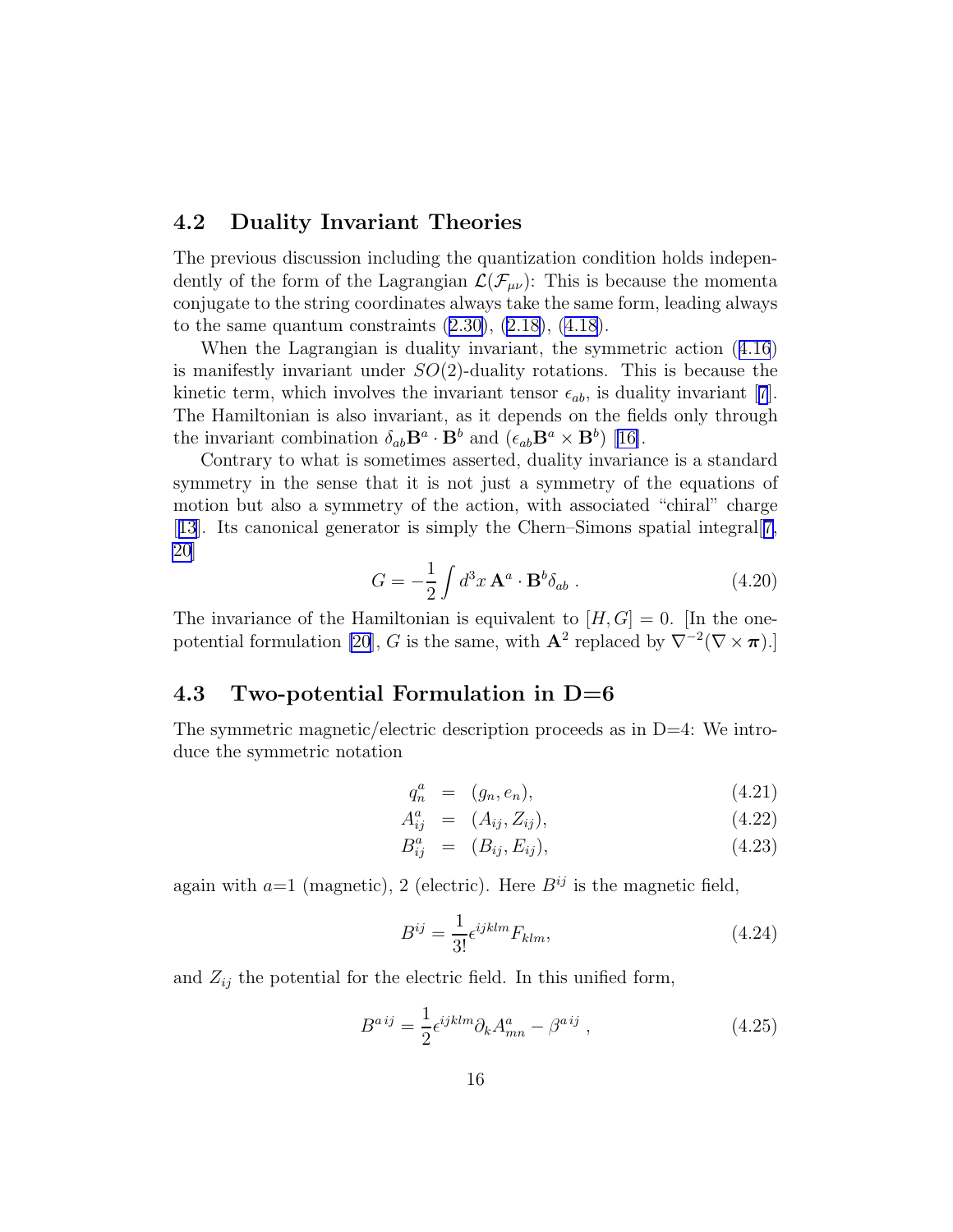### 4.2 Duality Invariant Theories

The previous discussion including the quantization condition holds independently of the form of the Lagrangian $\mathcal{L}(\mathcal{F}_{\mu\nu})$: This is because the momenta conjugate to the string coordinates always take the same form, leading always to the same quantum constraints (2.30), (2.18), (4.18).

When the Lagrangian is duality invariant, the symmetric action (4.16) is manifestly invariant under $SO(2)$-duality rotations. This is because the kinetic term, which involves the invariant tensor $\epsilon_{ab}$, is duality invariant [7]. The Hamiltonian is also invariant, as it depends on the fields only through the invariant combination $\delta_{ab}\mathbf{B}^a \cdot \mathbf{B}^b$ and $(\epsilon_{ab}\mathbf{B}^a \times \mathbf{B}^b)$ [16].

Contrary to what is sometimes asserted, duality invariance is a standard symmetry in the sense that it is not just a symmetry of the equations of motion but also a symmetry of the action, with associated "chiral" charge [13]. Its canonical generator is simply the Chern–Simons spatial integral[7, 20]

$$G = -\frac{1}{2}\int d^3x\, \mathbf{A}^a \cdot \mathbf{B}^b \delta_{ab}\ . \tag{4.20}$$

The invariance of the Hamiltonian is equivalent to $[H, G] = 0$. [In the one-potential formulation [20], $G$ is the same, with $\mathbf{A}^2$ replaced by $\nabla^{-2}(\nabla \times \boldsymbol{\pi})$.]

### 4.3 Two-potential Formulation in D=6

The symmetric magnetic/electric description proceeds as in D=4: We introduce the symmetric notation

$$q^a_n = (g_n, e_n), \tag{4.21}$$

$$A^a_{ij} = (A_{ij}, Z_{ij}), \tag{4.22}$$

$$B^a_{ij} = (B_{ij}, E_{ij}), \tag{4.23}$$

again with $a$=1 (magnetic), 2 (electric). Here $B^{ij}$ is the magnetic field,

$$B^{ij} = \frac{1}{3!}\epsilon^{ijklm}F_{klm}, \tag{4.24}$$

and $Z_{ij}$ the potential for the electric field. In this unified form,

$$B^{a\,ij} = \frac{1}{2}\epsilon^{ijklm}\partial_k A^a_{mn} - \beta^{a\,ij}\ , \tag{4.25}$$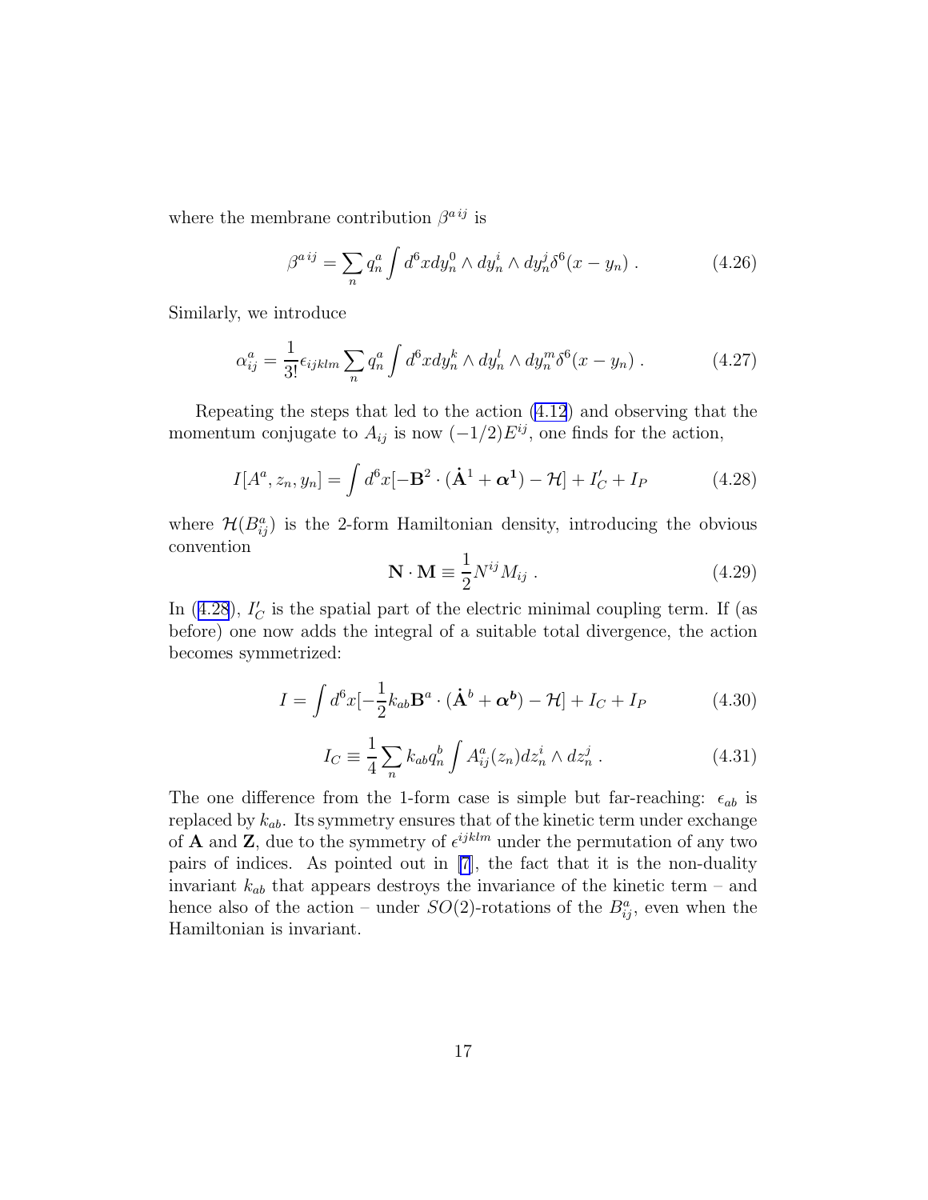where the membrane contribution $\beta^{a\,ij}$ is

$$\beta^{a\,ij} = \sum_n q_n^a \int d^6x dy_n^0 \wedge dy_n^i \wedge dy_n^j \delta^6(x - y_n) \; . \tag{4.26}$$

Similarly, we introduce

$$\alpha_{ij}^a = \frac{1}{3!}\epsilon_{ijklm} \sum_n q_n^a \int d^6x dy_n^k \wedge dy_n^l \wedge dy_n^m \delta^6(x - y_n) \; . \tag{4.27}$$

Repeating the steps that led to the action (4.12) and observing that the momentum conjugate to $A_{ij}$ is now $(-1/2)E^{ij}$, one finds for the action,

$$I[A^a, z_n, y_n] = \int d^6x[-\mathbf{B}^2 \cdot (\dot{\mathbf{A}}^1 + \boldsymbol{\alpha}^{\mathbf{1}}) - \mathcal{H}] + I_C' + I_P \tag{4.28}$$

where $\mathcal{H}(B_{ij}^a)$ is the 2-form Hamiltonian density, introducing the obvious convention

$$\mathbf{N} \cdot \mathbf{M} \equiv \frac{1}{2} N^{ij} M_{ij} \; . \tag{4.29}$$

In (4.28), $I_C'$ is the spatial part of the electric minimal coupling term. If (as before) one now adds the integral of a suitable total divergence, the action becomes symmetrized:

$$I = \int d^6x[-\frac{1}{2}k_{ab}\mathbf{B}^a \cdot (\dot{\mathbf{A}}^b + \boldsymbol{\alpha}^{\boldsymbol{b}}) - \mathcal{H}] + I_C + I_P \tag{4.30}$$

$$I_C \equiv \frac{1}{4}\sum_n k_{ab} q_n^b \int A_{ij}^a(z_n) dz_n^i \wedge dz_n^j \; . \tag{4.31}$$

The one difference from the 1-form case is simple but far-reaching: $\epsilon_{ab}$ is replaced by $k_{ab}$. Its symmetry ensures that of the kinetic term under exchange of $\mathbf{A}$ and $\mathbf{Z}$, due to the symmetry of $\epsilon^{ijklm}$ under the permutation of any two pairs of indices. As pointed out in [7], the fact that it is the non-duality invariant $k_{ab}$ that appears destroys the invariance of the kinetic term – and hence also of the action – under $SO(2)$-rotations of the $B_{ij}^a$, even when the Hamiltonian is invariant.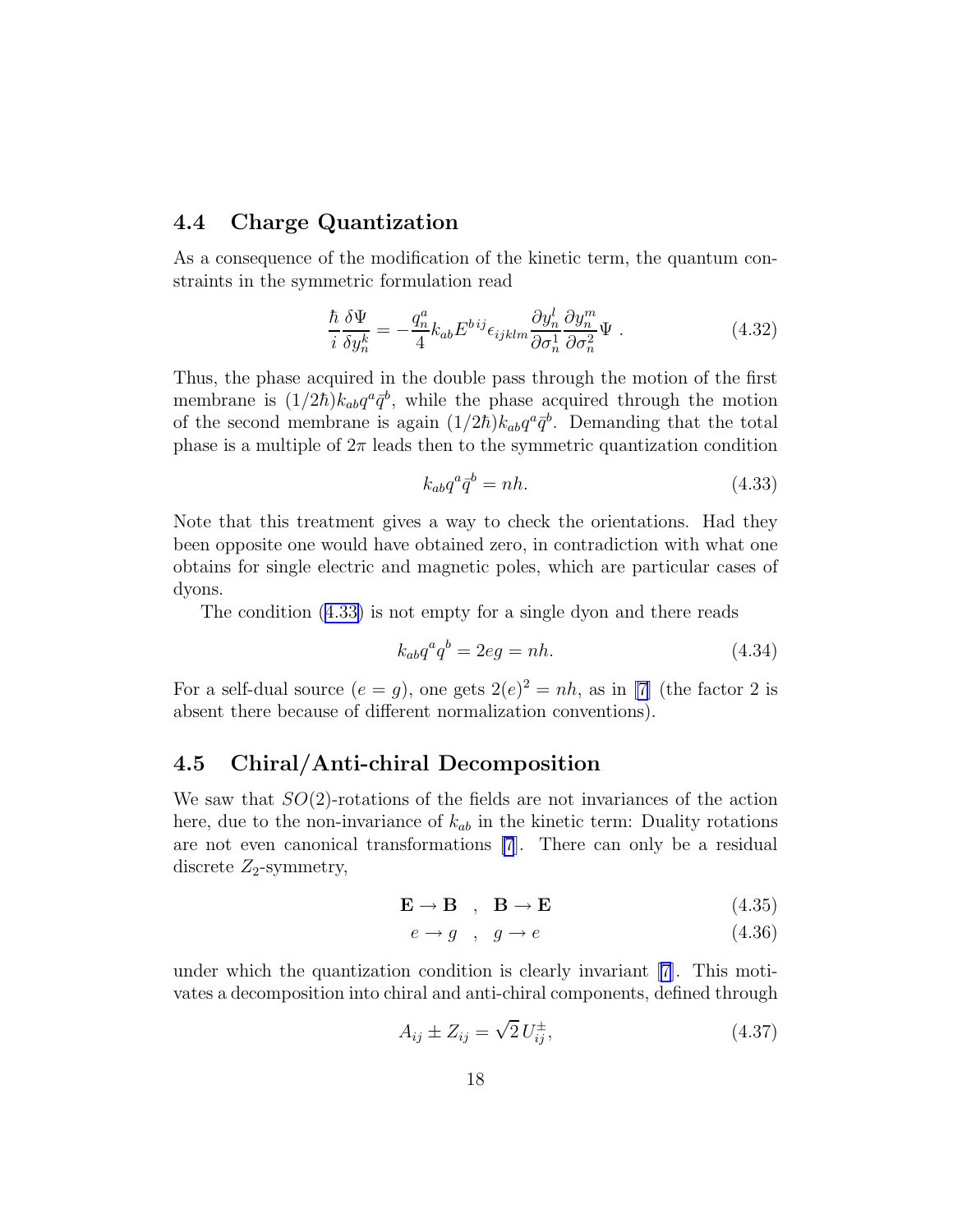### 4.4 Charge Quantization

As a consequence of the modification of the kinetic term, the quantum constraints in the symmetric formulation read

$$\frac{\hbar}{i}\frac{\delta \Psi}{\delta y_n^k} = -\frac{q_n^a}{4} k_{ab} E^{b\,ij} \epsilon_{ijklm} \frac{\partial y_n^l}{\partial \sigma_n^1} \frac{\partial y_n^m}{\partial \sigma_n^2} \Psi \ . \tag{4.32}$$

Thus, the phase acquired in the double pass through the motion of the first membrane is $(1/2\hbar) k_{ab} q^a \bar{q}^b$, while the phase acquired through the motion of the second membrane is again $(1/2\hbar) k_{ab} q^a \bar{q}^b$. Demanding that the total phase is a multiple of $2\pi$ leads then to the symmetric quantization condition

$$k_{ab} q^a \bar{q}^b = nh. \tag{4.33}$$

Note that this treatment gives a way to check the orientations. Had they been opposite one would have obtained zero, in contradiction with what one obtains for single electric and magnetic poles, which are particular cases of dyons.

The condition (4.33) is not empty for a single dyon and there reads

$$k_{ab} q^a q^b = 2eg = nh. \tag{4.34}$$

For a self-dual source ($e = g$), one gets $2(e)^2 = nh$, as in [7] (the factor 2 is absent there because of different normalization conventions).

### 4.5 Chiral/Anti-chiral Decomposition

We saw that $SO(2)$-rotations of the fields are not invariances of the action here, due to the non-invariance of $k_{ab}$ in the kinetic term: Duality rotations are not even canonical transformations [7]. There can only be a residual discrete $Z_2$-symmetry,

$$\mathbf{E} \to \mathbf{B} \quad , \quad \mathbf{B} \to \mathbf{E} \tag{4.35}$$

$$e \to g \quad , \quad g \to e \tag{4.36}$$

under which the quantization condition is clearly invariant [7]. This motivates a decomposition into chiral and anti-chiral components, defined through

$$A_{ij} \pm Z_{ij} = \sqrt{2}\, U_{ij}^{\pm}, \tag{4.37}$$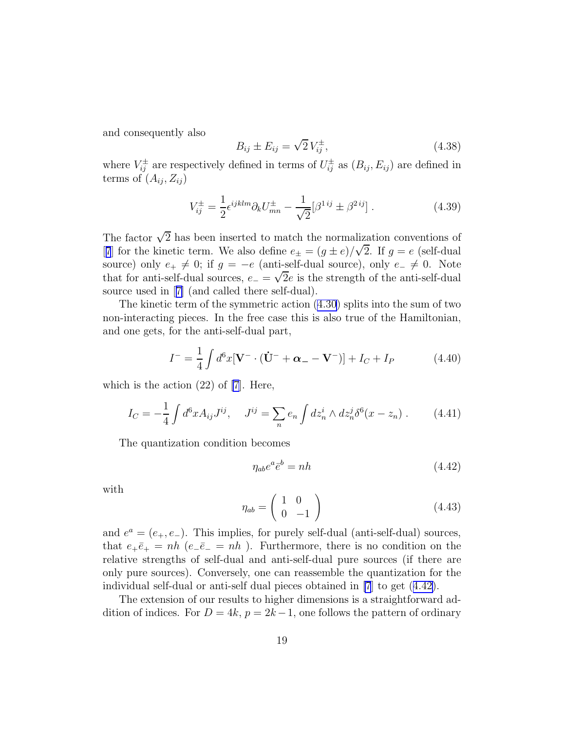and consequently also

$$B_{ij} \pm E_{ij} = \sqrt{2}\, V^{\pm}_{ij}, \tag{4.38}$$

where $V^{\pm}_{ij}$ are respectively defined in terms of $U^{\pm}_{ij}$ as $(B_{ij}, E_{ij})$ are defined in terms of $(A_{ij}, Z_{ij})$

$$V^{\pm}_{ij} = \frac{1}{2}\epsilon^{ijklm}\partial_k U^{\pm}_{mn} - \frac{1}{\sqrt{2}}[\beta^{1\,ij} \pm \beta^{2\,ij}]\,. \tag{4.39}$$

The factor $\sqrt{2}$ has been inserted to match the normalization conventions of [7] for the kinetic term. We also define $e_{\pm} = (g \pm e)/\sqrt{2}$. If $g = e$ (self-dual source) only $e_+ \neq 0$; if $g = -e$ (anti-self-dual source), only $e_- \neq 0$. Note that for anti-self-dual sources, $e_- = \sqrt{2}e$ is the strength of the anti-self-dual source used in [7] (and called there self-dual).

The kinetic term of the symmetric action (4.30) splits into the sum of two non-interacting pieces. In the free case this is also true of the Hamiltonian, and one gets, for the anti-self-dual part,

$$I^- = \frac{1}{4}\int d^6x[\mathbf{V}^- \cdot (\dot{\mathbf{U}}^- + \boldsymbol{\alpha}_- - \mathbf{V}^-)] + I_C + I_P \tag{4.40}$$

which is the action (22) of [7]. Here,

$$I_C = -\frac{1}{4}\int d^6x A_{ij}J^{ij}, \quad J^{ij} = \sum_n e_n \int dz^i_n \wedge dz^j_n \delta^6(x - z_n)\,. \tag{4.41}$$

The quantization condition becomes

$$\eta_{ab}e^a\bar{e}^b = nh \tag{4.42}$$

with

$$\eta_{ab} = \begin{pmatrix} 1 & 0 \\ 0 & -1 \end{pmatrix} \tag{4.43}$$

and $e^a = (e_+, e_-)$. This implies, for purely self-dual (anti-self-dual) sources, that $e_+\bar{e}_+ = nh$ ($e_-\bar{e}_- = nh$ ). Furthermore, there is no condition on the relative strengths of self-dual and anti-self-dual pure sources (if there are only pure sources). Conversely, one can reassemble the quantization for the individual self-dual or anti-self dual pieces obtained in [7] to get (4.42).

The extension of our results to higher dimensions is a straightforward addition of indices. For $D = 4k$, $p = 2k-1$, one follows the pattern of ordinary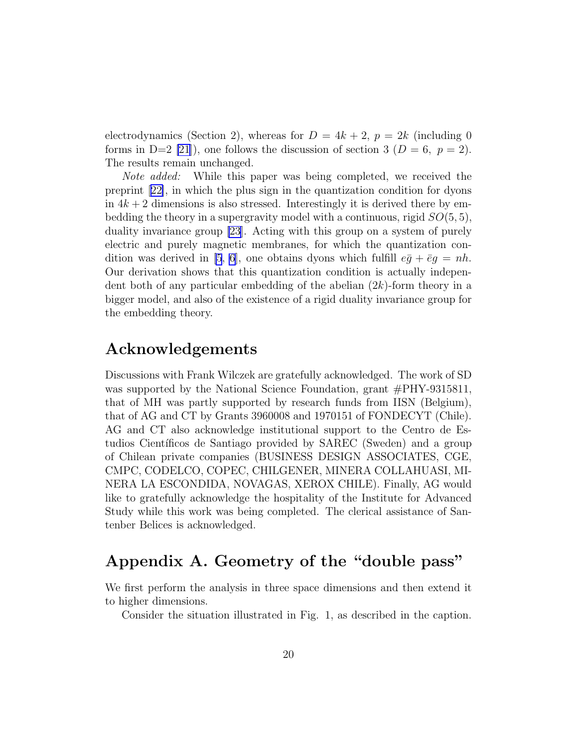electrodynamics (Section 2), whereas for $D = 4k + 2$, $p = 2k$ (including 0 forms in D=2 [21]), one follows the discussion of section 3 ($D = 6,\ p = 2$). The results remain unchanged.

*Note added:* While this paper was being completed, we received the preprint [22], in which the plus sign in the quantization condition for dyons in $4k + 2$ dimensions is also stressed. Interestingly it is derived there by embedding the theory in a supergravity model with a continuous, rigid $SO(5, 5)$, duality invariance group [23]. Acting with this group on a system of purely electric and purely magnetic membranes, for which the quantization condition was derived in [5, 6], one obtains dyons which fulfill $e\bar{g} + \bar{e}g = nh$. Our derivation shows that this quantization condition is actually independent both of any particular embedding of the abelian $(2k)$-form theory in a bigger model, and also of the existence of a rigid duality invariance group for the embedding theory.

## Acknowledgements

Discussions with Frank Wilczek are gratefully acknowledged. The work of SD was supported by the National Science Foundation, grant #PHY-9315811, that of MH was partly supported by research funds from IISN (Belgium), that of AG and CT by Grants 3960008 and 1970151 of FONDECYT (Chile). AG and CT also acknowledge institutional support to the Centro de Estudios Científicos de Santiago provided by SAREC (Sweden) and a group of Chilean private companies (BUSINESS DESIGN ASSOCIATES, CGE, CMPC, CODELCO, COPEC, CHILGENER, MINERA COLLAHUASI, MINERA LA ESCONDIDA, NOVAGAS, XEROX CHILE). Finally, AG would like to gratefully acknowledge the hospitality of the Institute for Advanced Study while this work was being completed. The clerical assistance of Santenber Belices is acknowledged.

## Appendix A. Geometry of the "double pass"

We first perform the analysis in three space dimensions and then extend it to higher dimensions.

Consider the situation illustrated in Fig. 1, as described in the caption.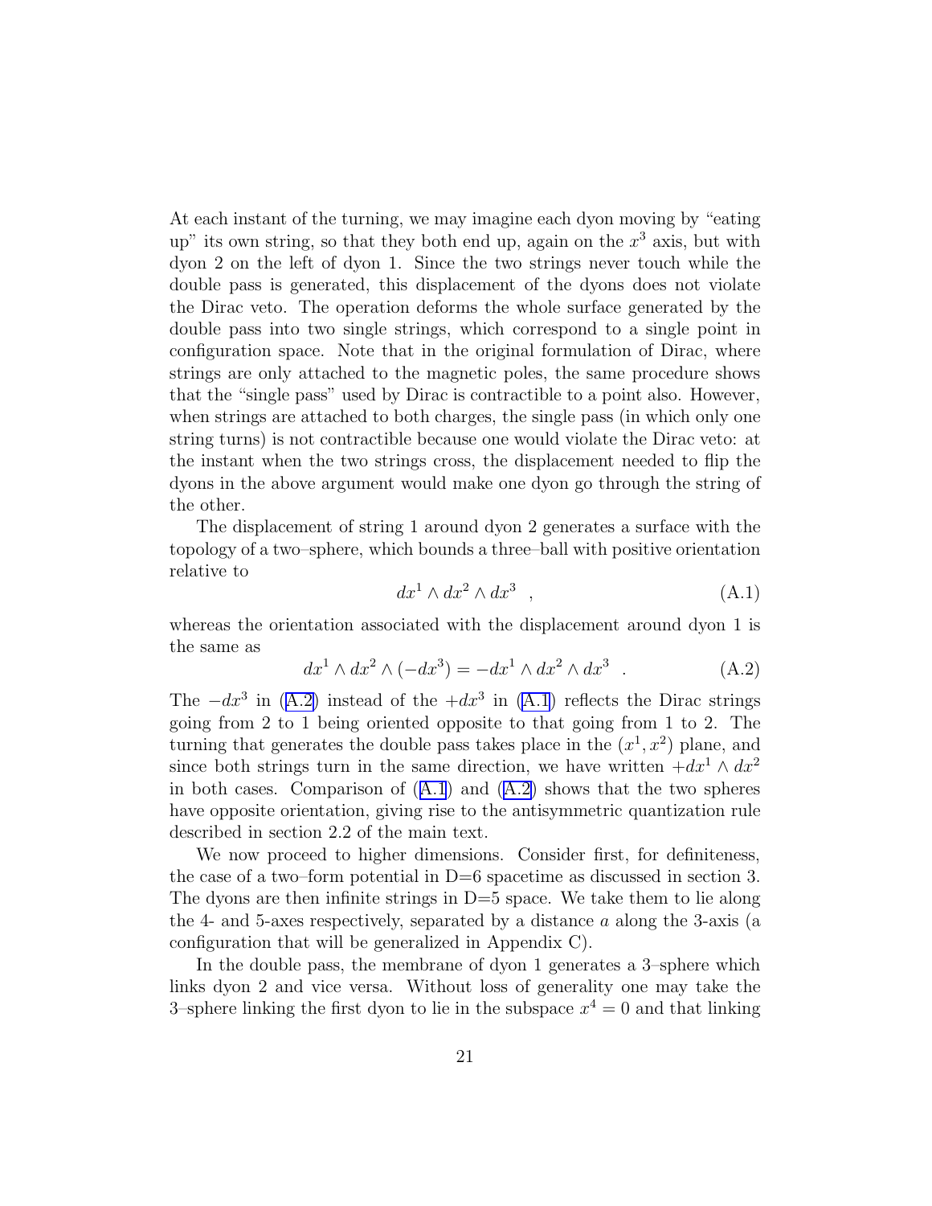At each instant of the turning, we may imagine each dyon moving by "eating up" its own string, so that they both end up, again on the $x^3$ axis, but with dyon 2 on the left of dyon 1. Since the two strings never touch while the double pass is generated, this displacement of the dyons does not violate the Dirac veto. The operation deforms the whole surface generated by the double pass into two single strings, which correspond to a single point in configuration space. Note that in the original formulation of Dirac, where strings are only attached to the magnetic poles, the same procedure shows that the "single pass" used by Dirac is contractible to a point also. However, when strings are attached to both charges, the single pass (in which only one string turns) is not contractible because one would violate the Dirac veto: at the instant when the two strings cross, the displacement needed to flip the dyons in the above argument would make one dyon go through the string of the other.

The displacement of string 1 around dyon 2 generates a surface with the topology of a two–sphere, which bounds a three–ball with positive orientation relative to

$$dx^1 \wedge dx^2 \wedge dx^3 \quad , \tag{A.1}$$

whereas the orientation associated with the displacement around dyon 1 is the same as

$$dx^1 \wedge dx^2 \wedge (-dx^3) = -dx^1 \wedge dx^2 \wedge dx^3 \quad . \tag{A.2}$$

The $-dx^3$ in (A.2) instead of the $+dx^3$ in (A.1) reflects the Dirac strings going from 2 to 1 being oriented opposite to that going from 1 to 2. The turning that generates the double pass takes place in the $(x^1, x^2)$ plane, and since both strings turn in the same direction, we have written $+dx^1 \wedge dx^2$ in both cases. Comparison of (A.1) and (A.2) shows that the two spheres have opposite orientation, giving rise to the antisymmetric quantization rule described in section 2.2 of the main text.

We now proceed to higher dimensions. Consider first, for definiteness, the case of a two–form potential in D=6 spacetime as discussed in section 3. The dyons are then infinite strings in D=5 space. We take them to lie along the 4- and 5-axes respectively, separated by a distance $a$ along the 3-axis (a configuration that will be generalized in Appendix C).

In the double pass, the membrane of dyon 1 generates a 3–sphere which links dyon 2 and vice versa. Without loss of generality one may take the 3–sphere linking the first dyon to lie in the subspace $x^4 = 0$ and that linking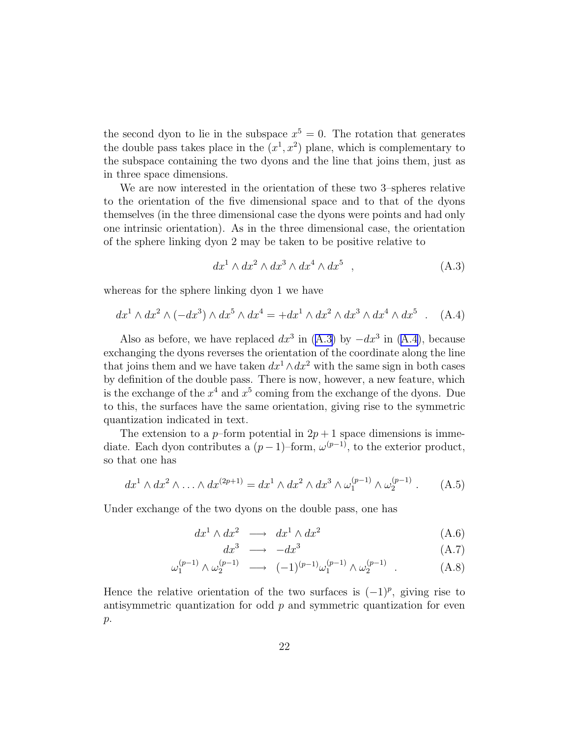the second dyon to lie in the subspace $x^5 = 0$. The rotation that generates the double pass takes place in the $(x^1, x^2)$ plane, which is complementary to the subspace containing the two dyons and the line that joins them, just as in three space dimensions.

We are now interested in the orientation of these two 3–spheres relative to the orientation of the five dimensional space and to that of the dyons themselves (in the three dimensional case the dyons were points and had only one intrinsic orientation). As in the three dimensional case, the orientation of the sphere linking dyon 2 may be taken to be positive relative to

$$dx^1 \wedge dx^2 \wedge dx^3 \wedge dx^4 \wedge dx^5 \quad , \tag{A.3}$$

whereas for the sphere linking dyon 1 we have

$$dx^1 \wedge dx^2 \wedge (-dx^3) \wedge dx^5 \wedge dx^4 = +dx^1 \wedge dx^2 \wedge dx^3 \wedge dx^4 \wedge dx^5 \quad . \tag{A.4}$$

Also as before, we have replaced $dx^3$ in (A.3) by $-dx^3$ in (A.4), because exchanging the dyons reverses the orientation of the coordinate along the line that joins them and we have taken $dx^1 \wedge dx^2$ with the same sign in both cases by definition of the double pass. There is now, however, a new feature, which is the exchange of the $x^4$ and $x^5$ coming from the exchange of the dyons. Due to this, the surfaces have the same orientation, giving rise to the symmetric quantization indicated in text.

The extension to a $p$–form potential in $2p + 1$ space dimensions is immediate. Each dyon contributes a $(p-1)$–form, $\omega^{(p-1)}$, to the exterior product, so that one has

$$dx^1 \wedge dx^2 \wedge \ldots \wedge dx^{(2p+1)} = dx^1 \wedge dx^2 \wedge dx^3 \wedge \omega_1^{(p-1)} \wedge \omega_2^{(p-1)} \ . \tag{A.5}$$

Under exchange of the two dyons on the double pass, one has

$$dx^1 \wedge dx^2 \longrightarrow dx^1 \wedge dx^2 \tag{A.6}$$

$$dx^3 \longrightarrow -dx^3 \tag{A.7}$$

$$\omega_1^{(p-1)} \wedge \omega_2^{(p-1)} \longrightarrow (-1)^{(p-1)} \omega_1^{(p-1)} \wedge \omega_2^{(p-1)} \ . \tag{A.8}$$

Hence the relative orientation of the two surfaces is $(-1)^p$, giving rise to antisymmetric quantization for odd $p$ and symmetric quantization for even $p$.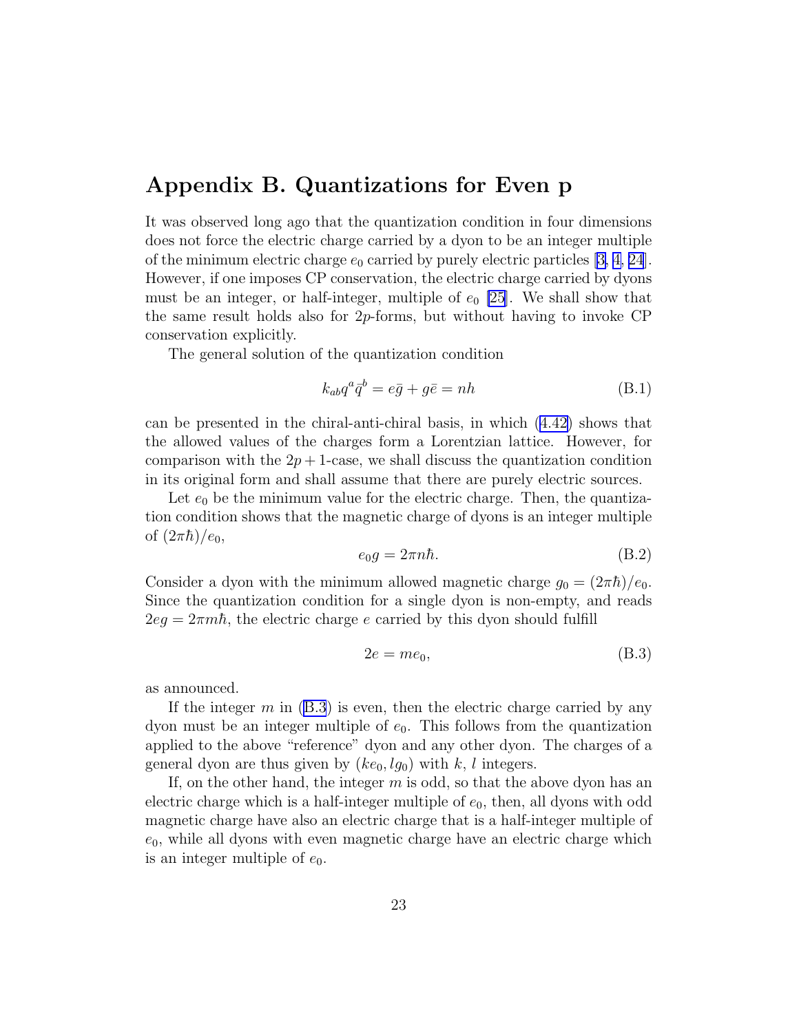## Appendix B. Quantizations for Even p

It was observed long ago that the quantization condition in four dimensions does not force the electric charge carried by a dyon to be an integer multiple of the minimum electric charge $e_0$ carried by purely electric particles [3, 4, 24]. However, if one imposes CP conservation, the electric charge carried by dyons must be an integer, or half-integer, multiple of $e_0$ [25]. We shall show that the same result holds also for $2p$-forms, but without having to invoke CP conservation explicitly.

The general solution of the quantization condition

$$k_{ab} q^a \bar{q}^b = e\bar{g} + g\bar{e} = nh \tag{B.1}$$

can be presented in the chiral-anti-chiral basis, in which (4.42) shows that the allowed values of the charges form a Lorentzian lattice. However, for comparison with the $2p+1$-case, we shall discuss the quantization condition in its original form and shall assume that there are purely electric sources.

Let $e_0$ be the minimum value for the electric charge. Then, the quantization condition shows that the magnetic charge of dyons is an integer multiple of $(2\pi\hbar)/e_0$,

$$e_0 g = 2\pi n\hbar. \tag{B.2}$$

Consider a dyon with the minimum allowed magnetic charge $g_0 = (2\pi\hbar)/e_0$. Since the quantization condition for a single dyon is non-empty, and reads $2eg = 2\pi m\hbar$, the electric charge $e$ carried by this dyon should fulfill

$$2e = me_0, \tag{B.3}$$

as announced.

If the integer $m$ in (B.3) is even, then the electric charge carried by any dyon must be an integer multiple of $e_0$. This follows from the quantization applied to the above "reference" dyon and any other dyon. The charges of a general dyon are thus given by $(ke_0, lg_0)$ with $k$, $l$ integers.

If, on the other hand, the integer $m$ is odd, so that the above dyon has an electric charge which is a half-integer multiple of $e_0$, then, all dyons with odd magnetic charge have also an electric charge that is a half-integer multiple of $e_0$, while all dyons with even magnetic charge have an electric charge which is an integer multiple of $e_0$.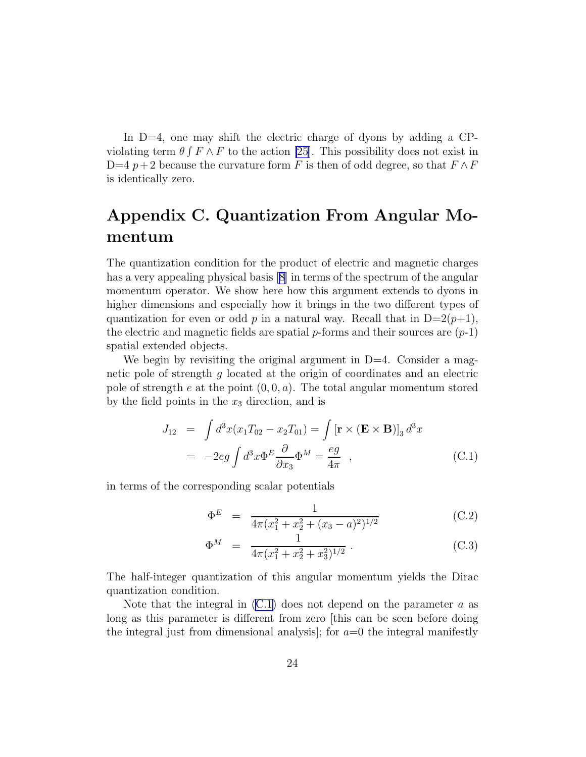In D=4, one may shift the electric charge of dyons by adding a CP-violating term $\theta \int F \wedge F$ to the action [25]. This possibility does not exist in D=4 $p+2$ because the curvature form $F$ is then of odd degree, so that $F \wedge F$ is identically zero.

# Appendix C. Quantization From Angular Momentum

The quantization condition for the product of electric and magnetic charges has a very appealing physical basis [8] in terms of the spectrum of the angular momentum operator. We show here how this argument extends to dyons in higher dimensions and especially how it brings in the two different types of quantization for even or odd $p$ in a natural way. Recall that in D=2($p$+1), the electric and magnetic fields are spatial $p$-forms and their sources are ($p$-1) spatial extended objects.

We begin by revisiting the original argument in D=4. Consider a magnetic pole of strength $g$ located at the origin of coordinates and an electric pole of strength $e$ at the point $(0, 0, a)$. The total angular momentum stored by the field points in the $x_3$ direction, and is

$$
\begin{aligned}
J_{12} &= \int d^3x (x_1 T_{02} - x_2 T_{01}) = \int \left[\mathbf{r} \times (\mathbf{E} \times \mathbf{B})\right]_3 d^3x \\
&= -2eg \int d^3x \Phi^E \frac{\partial}{\partial x_3} \Phi^M = \frac{eg}{4\pi} \quad ,
\end{aligned}
\tag{C.1}
$$

in terms of the corresponding scalar potentials

$$
\Phi^E = \frac{1}{4\pi(x_1^2 + x_2^2 + (x_3 - a)^2)^{1/2}} \tag{C.2}
$$

$$
\Phi^M = \frac{1}{4\pi(x_1^2 + x_2^2 + x_3^2)^{1/2}} \; . \tag{C.3}
$$

The half-integer quantization of this angular momentum yields the Dirac quantization condition.

Note that the integral in (C.1) does not depend on the parameter $a$ as long as this parameter is different from zero [this can be seen before doing the integral just from dimensional analysis]; for $a$=0 the integral manifestly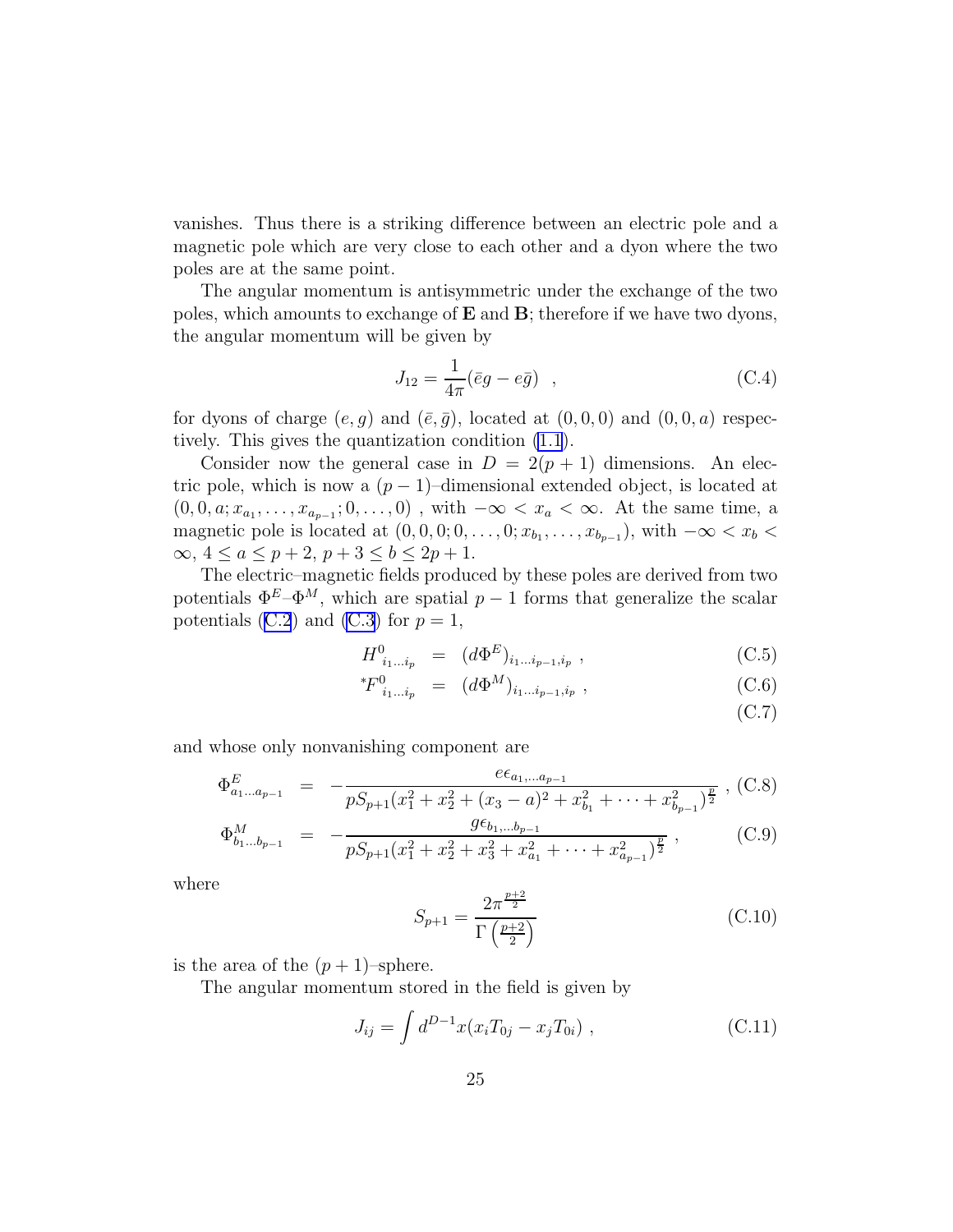vanishes. Thus there is a striking difference between an electric pole and a magnetic pole which are very close to each other and a dyon where the two poles are at the same point.

The angular momentum is antisymmetric under the exchange of the two poles, which amounts to exchange of $\mathbf{E}$ and $\mathbf{B}$; therefore if we have two dyons, the angular momentum will be given by

$$J_{12} = \frac{1}{4\pi}(\bar{e}g - e\bar{g}) \quad , \tag{C.4}$$

for dyons of charge $(e, g)$ and $(\bar{e}, \bar{g})$, located at $(0, 0, 0)$ and $(0, 0, a)$ respectively. This gives the quantization condition (1.1).

Consider now the general case in $D = 2(p+1)$ dimensions. An electric pole, which is now a $(p-1)$–dimensional extended object, is located at $(0, 0, a; x_{a_1}, \ldots, x_{a_{p-1}}; 0, \ldots, 0)$ , with $-\infty < x_a < \infty$. At the same time, a magnetic pole is located at $(0, 0, 0; 0, \ldots, 0; x_{b_1}, \ldots, x_{b_{p-1}})$, with $-\infty < x_b < \infty$, $4 \leq a \leq p+2$, $p+3 \leq b \leq 2p+1$.

The electric–magnetic fields produced by these poles are derived from two potentials $\Phi^E$–$\Phi^M$, which are spatial $p-1$ forms that generalize the scalar potentials (C.2) and (C.3) for $p = 1$,

$$H^0{}_{i_1 \ldots i_p} = (d\Phi^E)_{i_1 \ldots i_{p-1}, i_p} \; , \tag{C.5}$$

$${}^*F^0{}_{i_1 \ldots i_p} = (d\Phi^M)_{i_1 \ldots i_{p-1}, i_p} \; , \tag{C.6}$$

$$\tag{C.7}$$

and whose only nonvanishing component are

$$\Phi^E_{a_1 \ldots a_{p-1}} = -\frac{e\epsilon_{a_1, \ldots a_{p-1}}}{pS_{p+1}(x_1^2 + x_2^2 + (x_3 - a)^2 + x_{b_1}^2 + \cdots + x_{b_{p-1}}^2)^{\frac{p}{2}}} \; , \tag{C.8}$$

$$\Phi^M_{b_1 \ldots b_{p-1}} = -\frac{g\epsilon_{b_1, \ldots b_{p-1}}}{pS_{p+1}(x_1^2 + x_2^2 + x_3^2 + x_{a_1}^2 + \cdots + x_{a_{p-1}}^2)^{\frac{p}{2}}} \; , \tag{C.9}$$

where

$$S_{p+1} = \frac{2\pi^{\frac{p+2}{2}}}{\Gamma\left(\frac{p+2}{2}\right)} \tag{C.10}$$

is the area of the $(p+1)$–sphere.

The angular momentum stored in the field is given by

$$J_{ij} = \int d^{D-1}x (x_i T_{0j} - x_j T_{0i}) \; , \tag{C.11}$$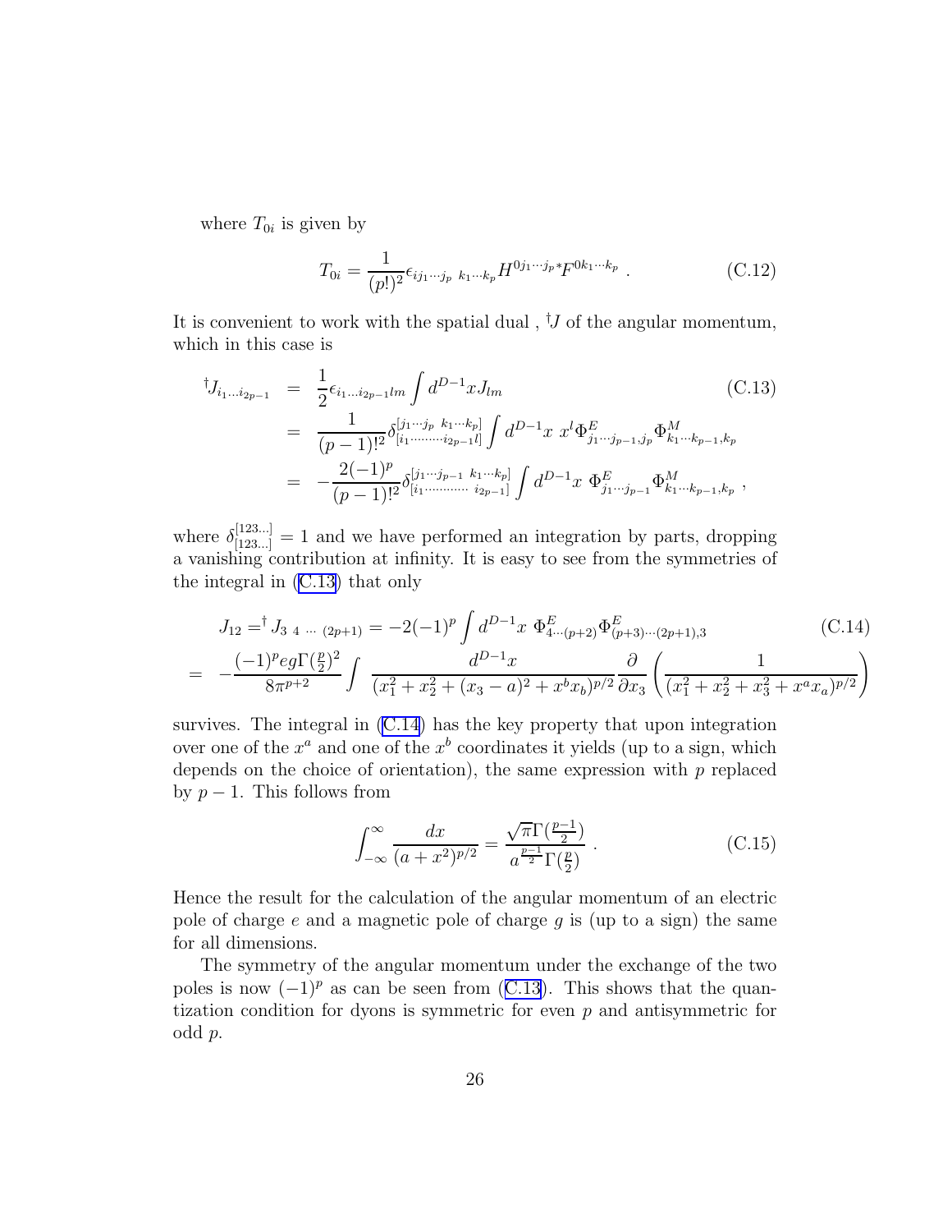where $T_{0i}$ is given by

$$T_{0i} = \frac{1}{(p!)^2}\epsilon_{ij_1\cdots j_p\ k_1\cdots k_p} H^{0j_1\cdots j_p *}F^{0k_1\cdots k_p}\ . \tag{C.12}$$

It is convenient to work with the spatial dual , ${}^\dagger J$ of the angular momentum, which in this case is

$$\begin{aligned}
{}^\dagger J_{i_1\ldots i_{2p-1}} &= \frac{1}{2}\epsilon_{i_1\ldots i_{2p-1}lm}\int d^{D-1}x J_{lm} \\
&= \frac{1}{(p-1)!^2}\delta^{[j_1\cdots j_p\ k_1\cdots k_p]}_{[i_1\cdots\cdots\cdots i_{2p-1}l]}\int d^{D-1}x\ x^l \Phi^E_{j_1\cdots j_{p-1},j_p}\Phi^M_{k_1\cdots k_{p-1},k_p} \\
&= -\frac{2(-1)^p}{(p-1)!^2}\delta^{[j_1\cdots j_{p-1}\ k_1\cdots k_p]}_{[i_1\cdots\cdots\cdots\cdots\ i_{2p-1}]}\int d^{D-1}x\ \Phi^E_{j_1\cdots j_{p-1}}\Phi^M_{k_1\cdots k_{p-1},k_p}\ ,
\end{aligned} \tag{C.13}$$

where $\delta^{[123\ldots]}_{[123\ldots]} = 1$ and we have performed an integration by parts, dropping a vanishing contribution at infinity. It is easy to see from the symmetries of the integral in (C.13) that only

$$\begin{aligned}
J_{12} = {}^\dagger J_{3\ 4\ \cdots\ (2p+1)} &= -2(-1)^p\int d^{D-1}x\ \Phi^E_{4\cdots(p+2)}\Phi^E_{(p+3)\cdots(2p+1),3} \\
= -\frac{(-1)^p eg\Gamma(\frac{p}{2})^2}{8\pi^{p+2}}&\int \frac{d^{D-1}x}{(x_1^2+x_2^2+(x_3-a)^2+x^bx_b)^{p/2}}\frac{\partial}{\partial x_3}\left(\frac{1}{(x_1^2+x_2^2+x_3^2+x^ax_a)^{p/2}}\right)
\end{aligned} \tag{C.14}$$

survives. The integral in (C.14) has the key property that upon integration over one of the $x^a$ and one of the $x^b$ coordinates it yields (up to a sign, which depends on the choice of orientation), the same expression with $p$ replaced by $p-1$. This follows from

$$\int_{-\infty}^{\infty}\frac{dx}{(a+x^2)^{p/2}} = \frac{\sqrt{\pi}\Gamma(\frac{p-1}{2})}{a^{\frac{p-1}{2}}\Gamma(\frac{p}{2})}\ . \tag{C.15}$$

Hence the result for the calculation of the angular momentum of an electric pole of charge $e$ and a magnetic pole of charge $g$ is (up to a sign) the same for all dimensions.

The symmetry of the angular momentum under the exchange of the two poles is now $(-1)^p$ as can be seen from (C.13). This shows that the quantization condition for dyons is symmetric for even $p$ and antisymmetric for odd $p$.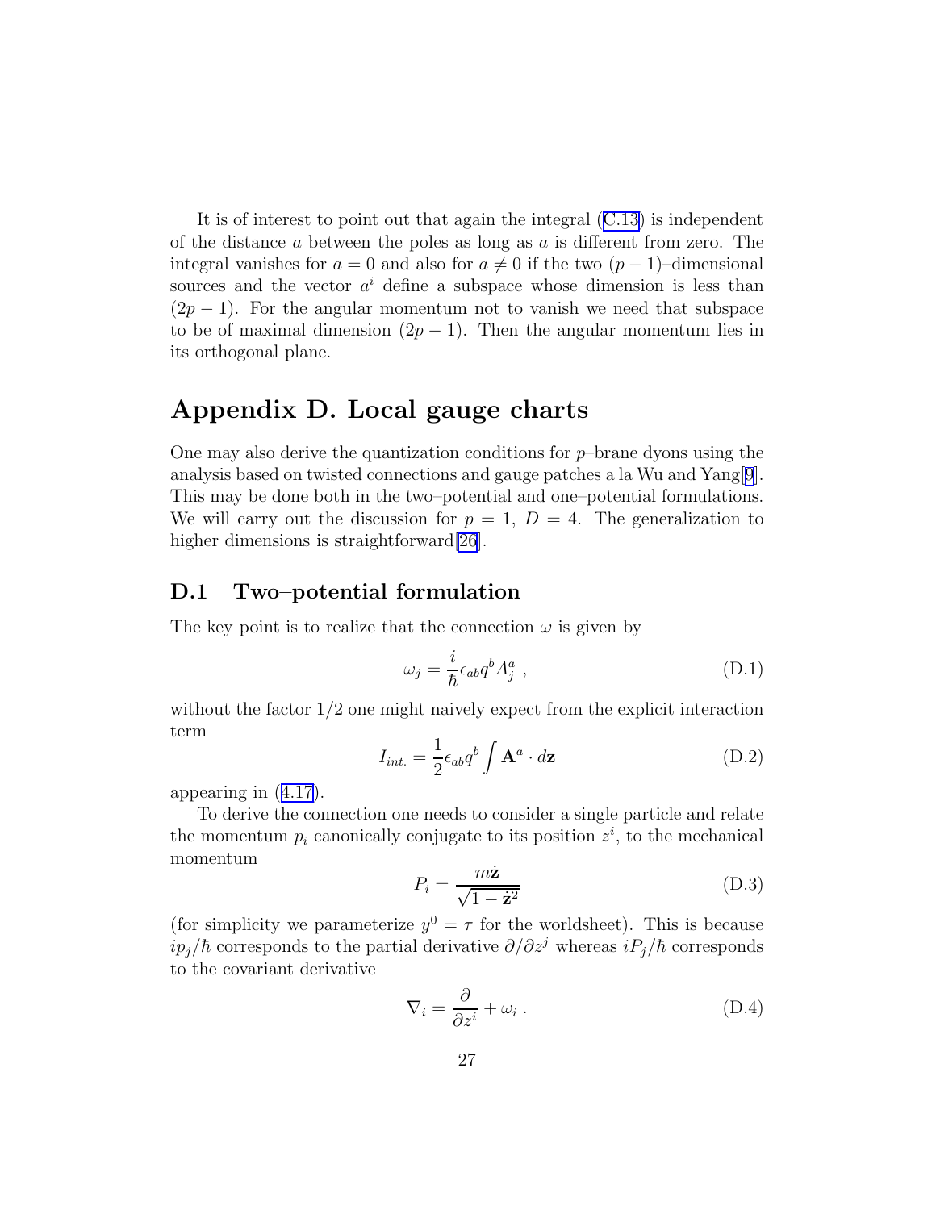It is of interest to point out that again the integral (C.13) is independent of the distance $a$ between the poles as long as $a$ is different from zero. The integral vanishes for $a = 0$ and also for $a \neq 0$ if the two $(p-1)$–dimensional sources and the vector $a^i$ define a subspace whose dimension is less than $(2p-1)$. For the angular momentum not to vanish we need that subspace to be of maximal dimension $(2p-1)$. Then the angular momentum lies in its orthogonal plane.

# Appendix D. Local gauge charts

One may also derive the quantization conditions for $p$–brane dyons using the analysis based on twisted connections and gauge patches a la Wu and Yang[9]. This may be done both in the two–potential and one–potential formulations. We will carry out the discussion for $p = 1$, $D = 4$. The generalization to higher dimensions is straightforward[26].

## D.1 Two–potential formulation

The key point is to realize that the connection $\omega$ is given by

$$\omega_j = \frac{i}{\hbar}\epsilon_{ab} q^b A^a_j \;, \tag{D.1}$$

without the factor 1/2 one might naively expect from the explicit interaction term

$$I_{int.} = \frac{1}{2}\epsilon_{ab} q^b \int \mathbf{A}^a \cdot d\mathbf{z} \tag{D.2}$$

appearing in (4.17).

To derive the connection one needs to consider a single particle and relate the momentum $p_i$ canonically conjugate to its position $z^i$, to the mechanical momentum

$$P_i = \frac{m\dot{\mathbf{z}}}{\sqrt{1-\dot{\mathbf{z}}^2}} \tag{D.3}$$

(for simplicity we parameterize $y^0 = \tau$ for the worldsheet). This is because $ip_j/\hbar$ corresponds to the partial derivative $\partial/\partial z^j$ whereas $iP_j/\hbar$ corresponds to the covariant derivative

$$\nabla_i = \frac{\partial}{\partial z^i} + \omega_i \;. \tag{D.4}$$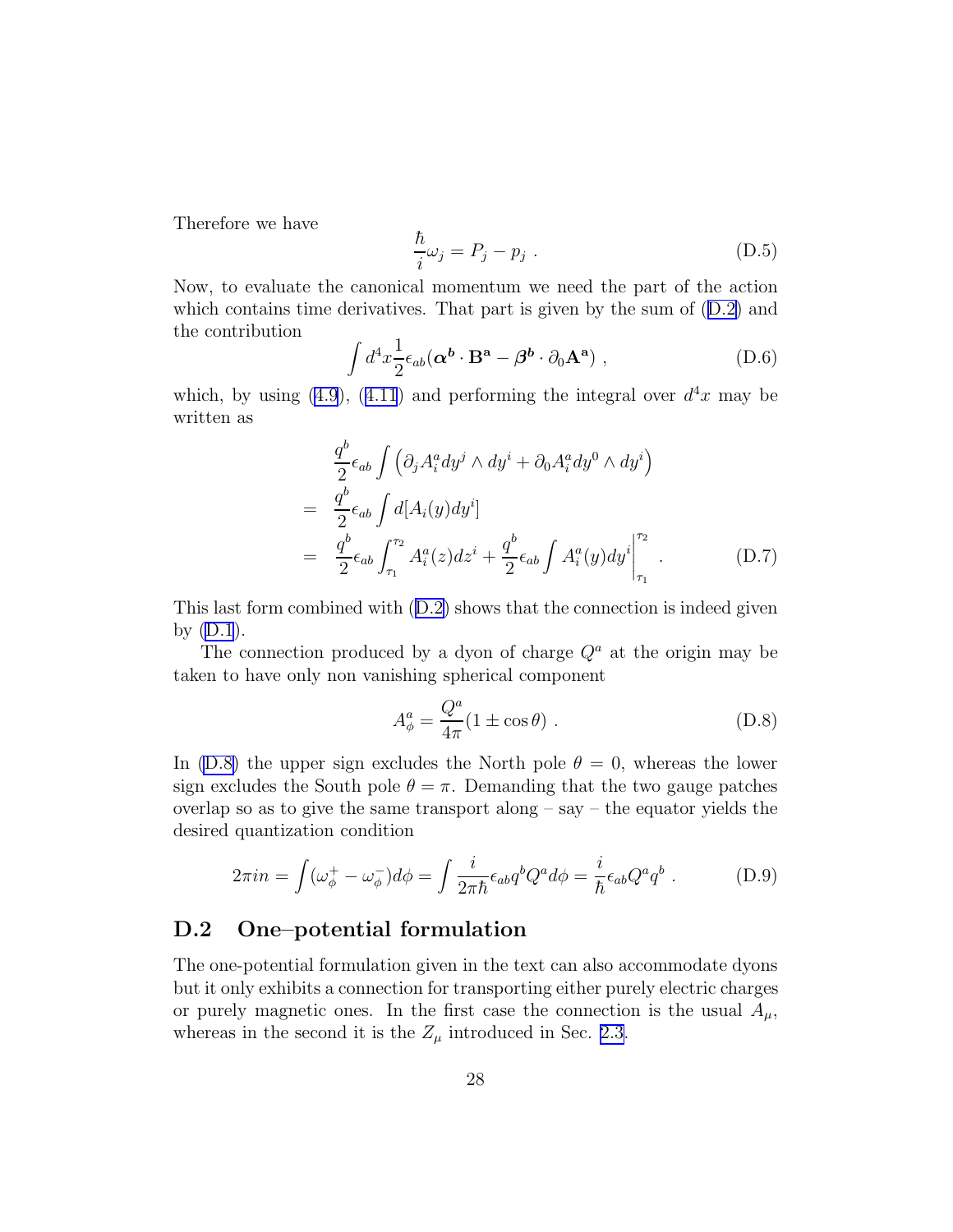Therefore we have

$$\frac{\hbar}{i}\omega_j = P_j - p_j \ . \tag{D.5}$$

Now, to evaluate the canonical momentum we need the part of the action which contains time derivatives. That part is given by the sum of (D.2) and the contribution

$$\int d^4x \frac{1}{2}\epsilon_{ab}(\boldsymbol{\alpha^b}\cdot\mathbf{B^a} - \boldsymbol{\beta^b}\cdot\partial_0\mathbf{A^a}) \ , \tag{D.6}$$

which, by using (4.9), (4.11) and performing the integral over $d^4x$ may be written as

$$\begin{aligned}
& \frac{q^b}{2}\epsilon_{ab}\int\left(\partial_j A^a_i dy^j\wedge dy^i + \partial_0 A^a_i dy^0\wedge dy^i\right) \\
= \ & \frac{q^b}{2}\epsilon_{ab}\int d[A_i(y)dy^i] \\
= \ & \frac{q^b}{2}\epsilon_{ab}\int_{\tau_1}^{\tau_2} A^a_i(z)dz^i + \frac{q^b}{2}\epsilon_{ab}\int A^a_i(y)dy^i\Big|_{\tau_1}^{\tau_2} \ .
\end{aligned} \tag{D.7}$$

This last form combined with (D.2) shows that the connection is indeed given by (D.1).

The connection produced by a dyon of charge $Q^a$ at the origin may be taken to have only non vanishing spherical component

$$A^a_\phi = \frac{Q^a}{4\pi}(1\pm\cos\theta) \ . \tag{D.8}$$

In (D.8) the upper sign excludes the North pole $\theta = 0$, whereas the lower sign excludes the South pole $\theta = \pi$. Demanding that the two gauge patches overlap so as to give the same transport along – say – the equator yields the desired quantization condition

$$2\pi i n = \int(\omega^+_\phi - \omega^-_\phi)d\phi = \int\frac{i}{2\pi\hbar}\epsilon_{ab}q^bQ^a d\phi = \frac{i}{\hbar}\epsilon_{ab}Q^aq^b \ . \tag{D.9}$$

## D.2 One–potential formulation

The one-potential formulation given in the text can also accommodate dyons but it only exhibits a connection for transporting either purely electric charges or purely magnetic ones. In the first case the connection is the usual $A_\mu$, whereas in the second it is the $Z_\mu$ introduced in Sec. 2.3.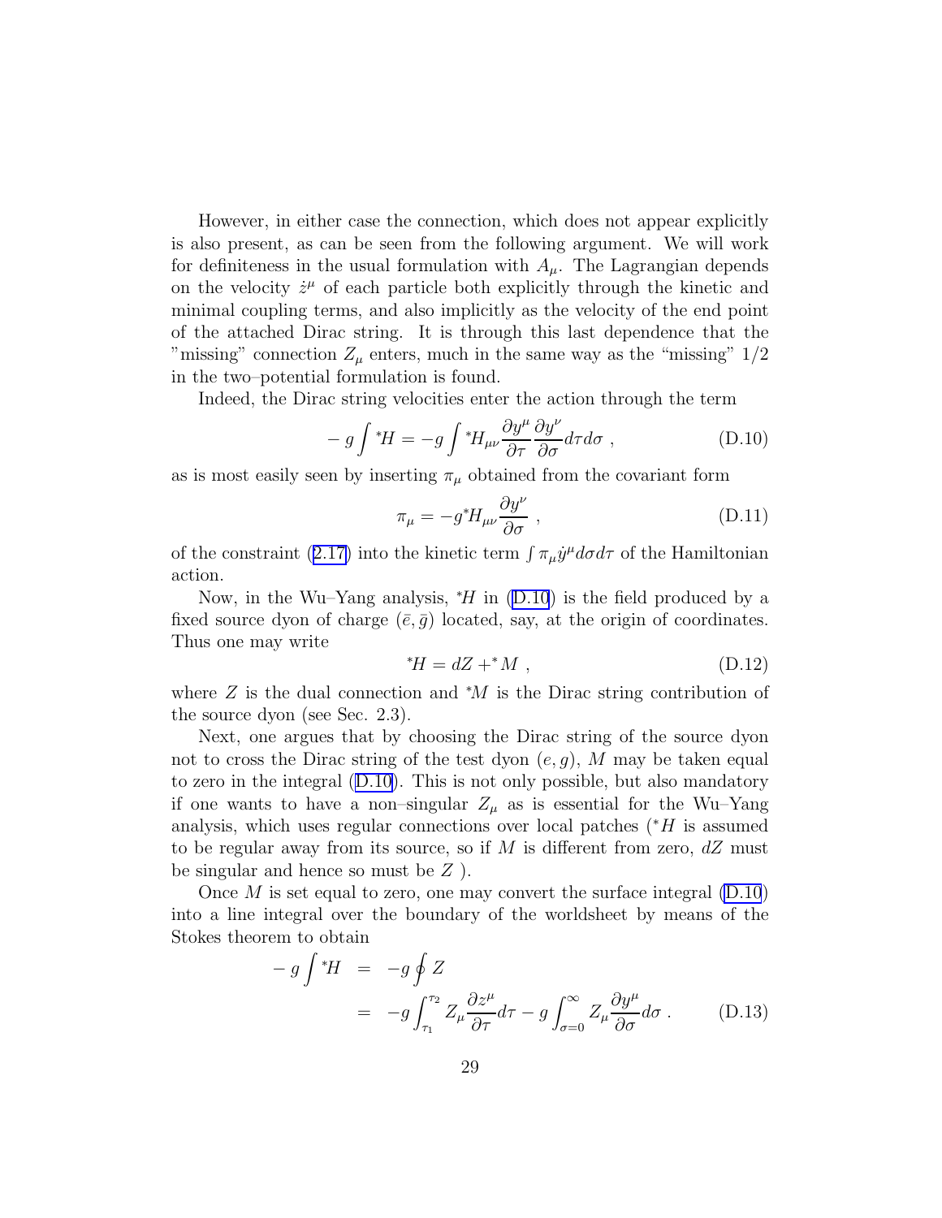However, in either case the connection, which does not appear explicitly is also present, as can be seen from the following argument. We will work for definiteness in the usual formulation with $A_\mu$. The Lagrangian depends on the velocity $\dot{z}^\mu$ of each particle both explicitly through the kinetic and minimal coupling terms, and also implicitly as the velocity of the end point of the attached Dirac string. It is through this last dependence that the "missing" connection $Z_\mu$ enters, much in the same way as the "missing" 1/2 in the two–potential formulation is found.

Indeed, the Dirac string velocities enter the action through the term

$$- g \int {}^*\!H = -g \int {}^*\!H_{\mu\nu} \frac{\partial y^\mu}{\partial \tau} \frac{\partial y^\nu}{\partial \sigma} d\tau d\sigma \ , \tag{D.10}$$

as is most easily seen by inserting $\pi_\mu$ obtained from the covariant form

$$\pi_\mu = -g {}^*\!H_{\mu\nu} \frac{\partial y^\nu}{\partial \sigma} \ , \tag{D.11}$$

of the constraint (2.17) into the kinetic term $\int \pi_\mu \dot{y}^\mu d\sigma d\tau$ of the Hamiltonian action.

Now, in the Wu–Yang analysis, ${}^*\!H$ in (D.10) is the field produced by a fixed source dyon of charge $(\bar{e}, \bar{g})$ located, say, at the origin of coordinates. Thus one may write

$${}^*\!H = dZ + {}^*\!M \ , \tag{D.12}$$

where $Z$ is the dual connection and ${}^*\!M$ is the Dirac string contribution of the source dyon (see Sec. 2.3).

Next, one argues that by choosing the Dirac string of the source dyon not to cross the Dirac string of the test dyon $(e, g)$, $M$ may be taken equal to zero in the integral (D.10). This is not only possible, but also mandatory if one wants to have a non–singular $Z_\mu$ as is essential for the Wu–Yang analysis, which uses regular connections over local patches (${}^*\!H$ is assumed to be regular away from its source, so if $M$ is different from zero, $dZ$ must be singular and hence so must be $Z$ ).

Once $M$ is set equal to zero, one may convert the surface integral (D.10) into a line integral over the boundary of the worldsheet by means of the Stokes theorem to obtain

$$\begin{aligned} - g \int {}^*\!H &= -g \oint Z \\ &= -g \int_{\tau_1}^{\tau_2} Z_\mu \frac{\partial z^\mu}{\partial \tau} d\tau - g \int_{\sigma=0}^{\infty} Z_\mu \frac{\partial y^\mu}{\partial \sigma} d\sigma \ . \end{aligned} \tag{D.13}$$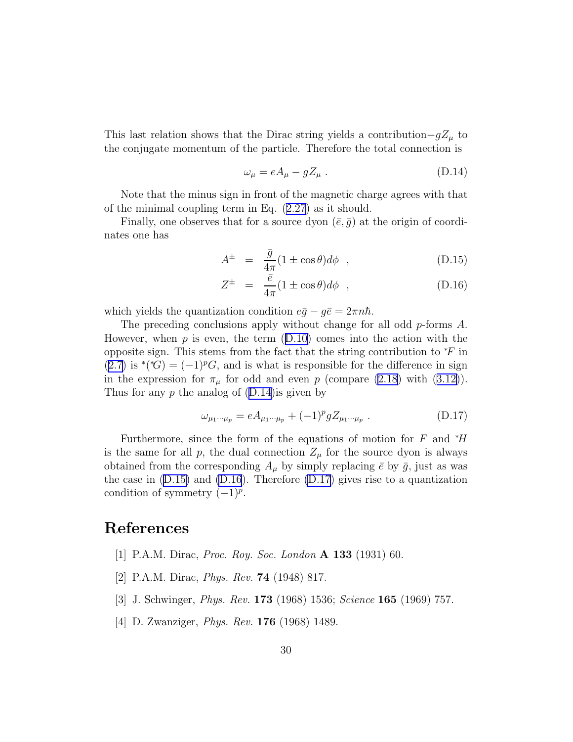This last relation shows that the Dirac string yields a contribution$-gZ_\mu$ to the conjugate momentum of the particle. Therefore the total connection is

$$\omega_\mu = eA_\mu - gZ_\mu \; . \tag{D.14}$$

Note that the minus sign in front of the magnetic charge agrees with that of the minimal coupling term in Eq. (2.27) as it should.

Finally, one observes that for a source dyon $(\bar{e}, \bar{g})$ at the origin of coordinates one has

$$A^{\pm} = \frac{\bar{g}}{4\pi}(1 \pm \cos\theta)d\phi \;\; , \tag{D.15}$$

$$Z^{\pm} = \frac{\bar{e}}{4\pi}(1 \pm \cos\theta)d\phi \;\; , \tag{D.16}$$

which yields the quantization condition $e\bar{g} - g\bar{e} = 2\pi n\hbar$.

The preceding conclusions apply without change for all odd $p$-forms $A$. However, when $p$ is even, the term (D.10) comes into the action with the opposite sign. This stems from the fact that the string contribution to ${}^*F$ in (2.7) is ${}^*({}^*G) = (-1)^p G$, and is what is responsible for the difference in sign in the expression for $\pi_\mu$ for odd and even $p$ (compare (2.18) with (3.12)). Thus for any $p$ the analog of (D.14)is given by

$$\omega_{\mu_1 \cdots \mu_p} = eA_{\mu_1 \cdots \mu_p} + (-1)^p gZ_{\mu_1 \cdots \mu_p} \; . \tag{D.17}$$

Furthermore, since the form of the equations of motion for $F$ and ${}^*H$ is the same for all $p$, the dual connection $Z_\mu$ for the source dyon is always obtained from the corresponding $A_\mu$ by simply replacing $\bar{e}$ by $\bar{g}$, just as was the case in (D.15) and (D.16). Therefore (D.17) gives rise to a quantization condition of symmetry $(-1)^p$.

# References

[1] P.A.M. Dirac, *Proc. Roy. Soc. London* **A 133** (1931) 60.

[2] P.A.M. Dirac, *Phys. Rev.* **74** (1948) 817.

[3] J. Schwinger, *Phys. Rev.* **173** (1968) 1536; *Science* **165** (1969) 757.

[4] D. Zwanziger, *Phys. Rev.* **176** (1968) 1489.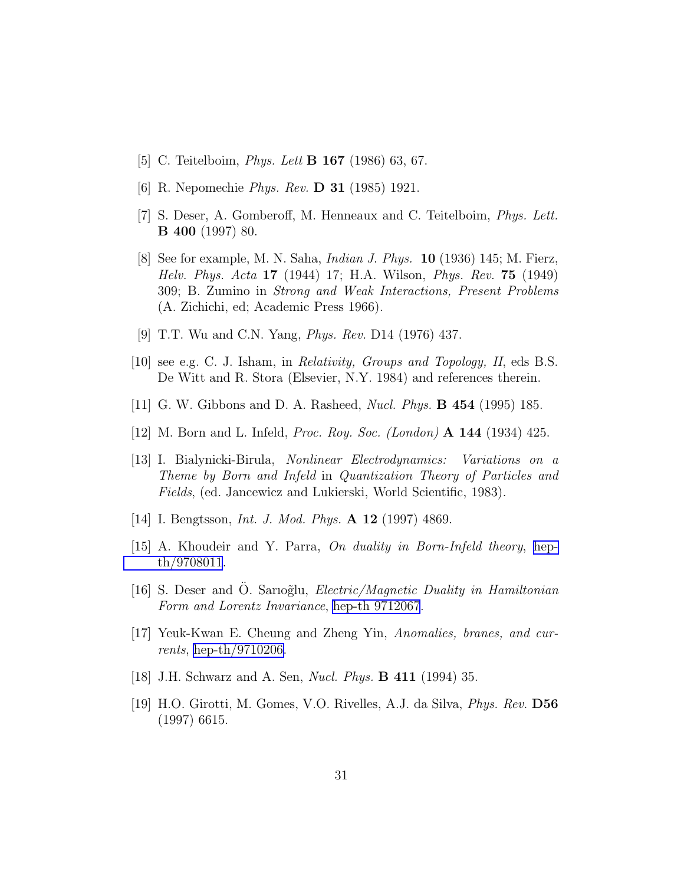[5] C. Teitelboim, *Phys. Lett* **B 167** (1986) 63, 67.

[6] R. Nepomechie *Phys. Rev.* **D 31** (1985) 1921.

[7] S. Deser, A. Gomberoff, M. Henneaux and C. Teitelboim, *Phys. Lett.* **B 400** (1997) 80.

[8] See for example, M. N. Saha, *Indian J. Phys.* **10** (1936) 145; M. Fierz, *Helv. Phys. Acta* **17** (1944) 17; H.A. Wilson, *Phys. Rev.* **75** (1949) 309; B. Zumino in *Strong and Weak Interactions, Present Problems* (A. Zichichi, ed; Academic Press 1966).

[9] T.T. Wu and C.N. Yang, *Phys. Rev.* D14 (1976) 437.

[10] see e.g. C. J. Isham, in *Relativity, Groups and Topology, II*, eds B.S. De Witt and R. Stora (Elsevier, N.Y. 1984) and references therein.

[11] G. W. Gibbons and D. A. Rasheed, *Nucl. Phys.* **B 454** (1995) 185.

[12] M. Born and L. Infeld, *Proc. Roy. Soc. (London)* **A 144** (1934) 425.

[13] I. Bialynicki-Birula, *Nonlinear Electrodynamics: Variations on a Theme by Born and Infeld* in *Quantization Theory of Particles and Fields*, (ed. Jancewicz and Lukierski, World Scientific, 1983).

[14] I. Bengtsson, *Int. J. Mod. Phys.* **A 12** (1997) 4869.

[15] A. Khoudeir and Y. Parra, *On duality in Born-Infeld theory*, hep-th/9708011.

[16] S. Deser and Ö. Sarıoğlu, *Electric/Magnetic Duality in Hamiltonian Form and Lorentz Invariance*, hep-th 9712067.

[17] Yeuk-Kwan E. Cheung and Zheng Yin, *Anomalies, branes, and currents*, hep-th/9710206.

[18] J.H. Schwarz and A. Sen, *Nucl. Phys.* **B 411** (1994) 35.

[19] H.O. Girotti, M. Gomes, V.O. Rivelles, A.J. da Silva, *Phys. Rev.* **D56** (1997) 6615.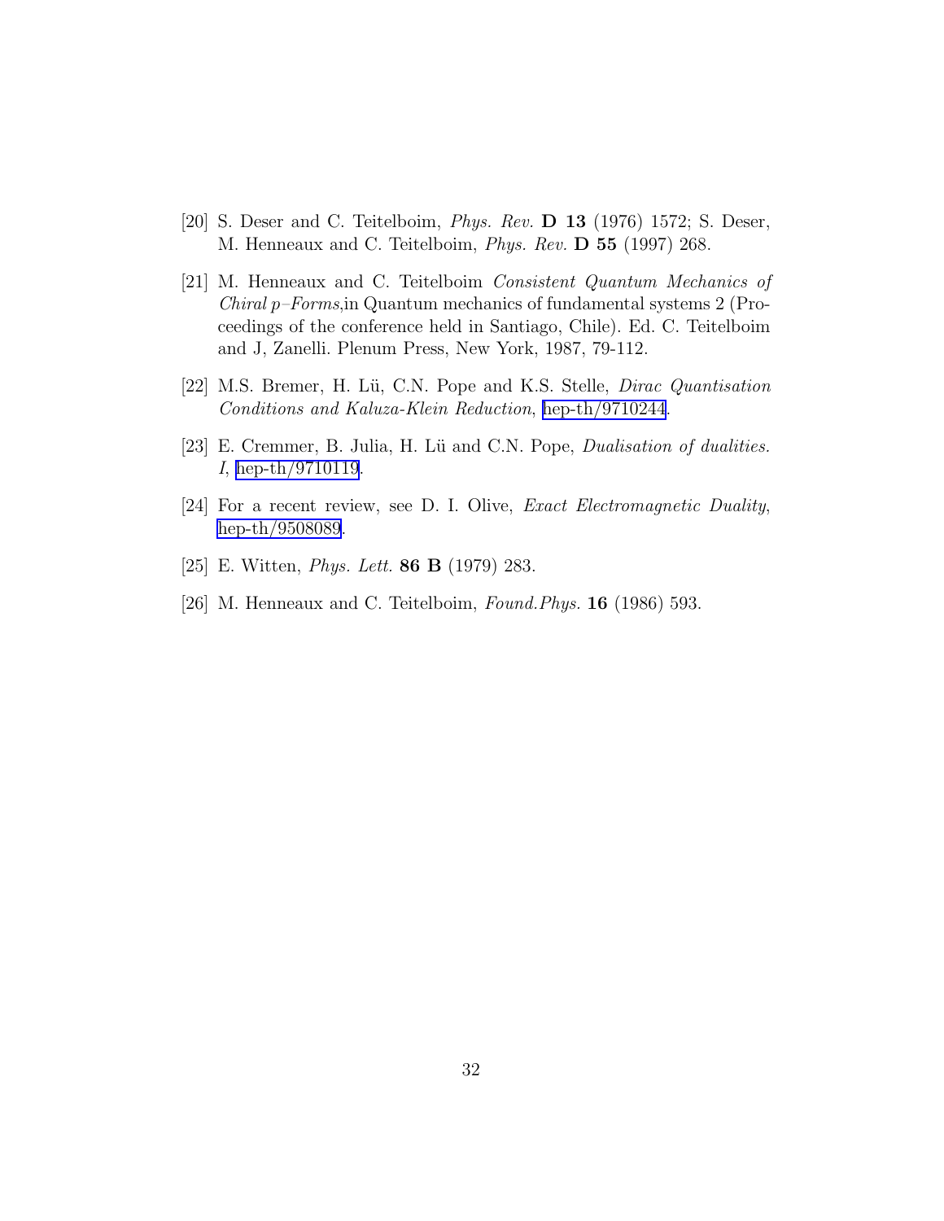[20] S. Deser and C. Teitelboim, *Phys. Rev.* **D 13** (1976) 1572; S. Deser, M. Henneaux and C. Teitelboim, *Phys. Rev.* **D 55** (1997) 268.

[21] M. Henneaux and C. Teitelboim *Consistent Quantum Mechanics of Chiral p–Forms*,in Quantum mechanics of fundamental systems 2 (Proceedings of the conference held in Santiago, Chile). Ed. C. Teitelboim and J, Zanelli. Plenum Press, New York, 1987, 79-112.

[22] M.S. Bremer, H. Lü, C.N. Pope and K.S. Stelle, *Dirac Quantisation Conditions and Kaluza-Klein Reduction*, hep-th/9710244.

[23] E. Cremmer, B. Julia, H. Lü and C.N. Pope, *Dualisation of dualities. I*, hep-th/9710119.

[24] For a recent review, see D. I. Olive, *Exact Electromagnetic Duality*, hep-th/9508089.

[25] E. Witten, *Phys. Lett.* **86 B** (1979) 283.

[26] M. Henneaux and C. Teitelboim, *Found.Phys.* **16** (1986) 593.